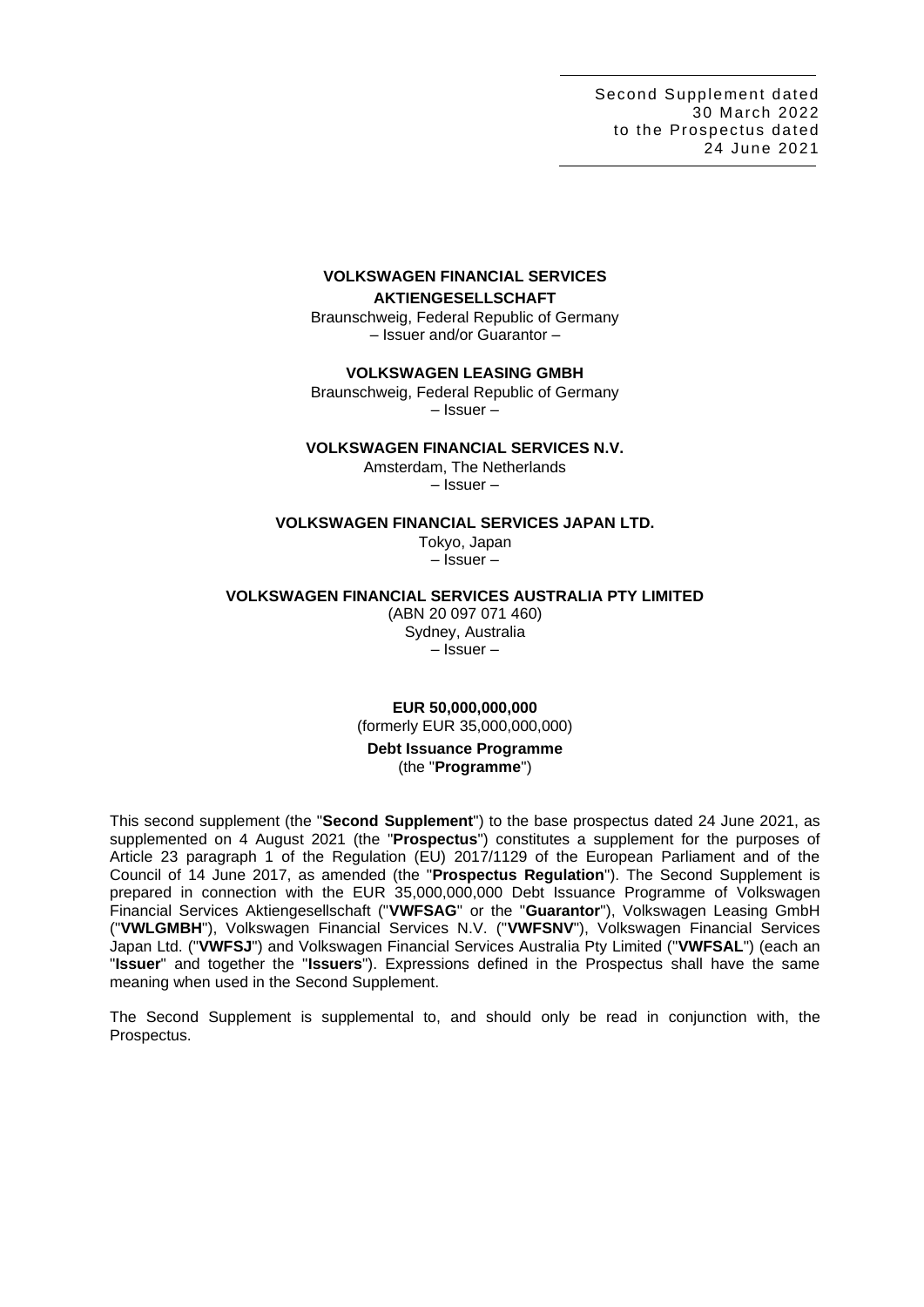Second Supplement dated
30 March 2022
to the Prospectus dated
24 June 2021

**VOLKSWAGEN FINANCIAL SERVICES AKTIENGESELLSCHAFT**

Braunschweig, Federal Republic of Germany
– Issuer and/or Guarantor –

**VOLKSWAGEN LEASING GMBH**

Braunschweig, Federal Republic of Germany
– Issuer –

**VOLKSWAGEN FINANCIAL SERVICES N.V.**

Amsterdam, The Netherlands
– Issuer –

**VOLKSWAGEN FINANCIAL SERVICES JAPAN LTD.**

Tokyo, Japan
– Issuer –

**VOLKSWAGEN FINANCIAL SERVICES AUSTRALIA PTY LIMITED**

(ABN 20 097 071 460)
Sydney, Australia
– Issuer –

**EUR 50,000,000,000**
(formerly EUR 35,000,000,000)
**Debt Issuance Programme**
(the "**Programme**")

This second supplement (the "**Second Supplement**") to the base prospectus dated 24 June 2021, as supplemented on 4 August 2021 (the "**Prospectus**") constitutes a supplement for the purposes of Article 23 paragraph 1 of the Regulation (EU) 2017/1129 of the European Parliament and of the Council of 14 June 2017, as amended (the "**Prospectus Regulation**"). The Second Supplement is prepared in connection with the EUR 35,000,000,000 Debt Issuance Programme of Volkswagen Financial Services Aktiengesellschaft ("**VWFSAG**" or the "**Guarantor**"), Volkswagen Leasing GmbH ("**VWLGMBH**"), Volkswagen Financial Services N.V. ("**VWFSNV**"), Volkswagen Financial Services Japan Ltd. ("**VWFSJ**") and Volkswagen Financial Services Australia Pty Limited ("**VWFSAL**") (each an "**Issuer**" and together the "**Issuers**"). Expressions defined in the Prospectus shall have the same meaning when used in the Second Supplement.

The Second Supplement is supplemental to, and should only be read in conjunction with, the Prospectus.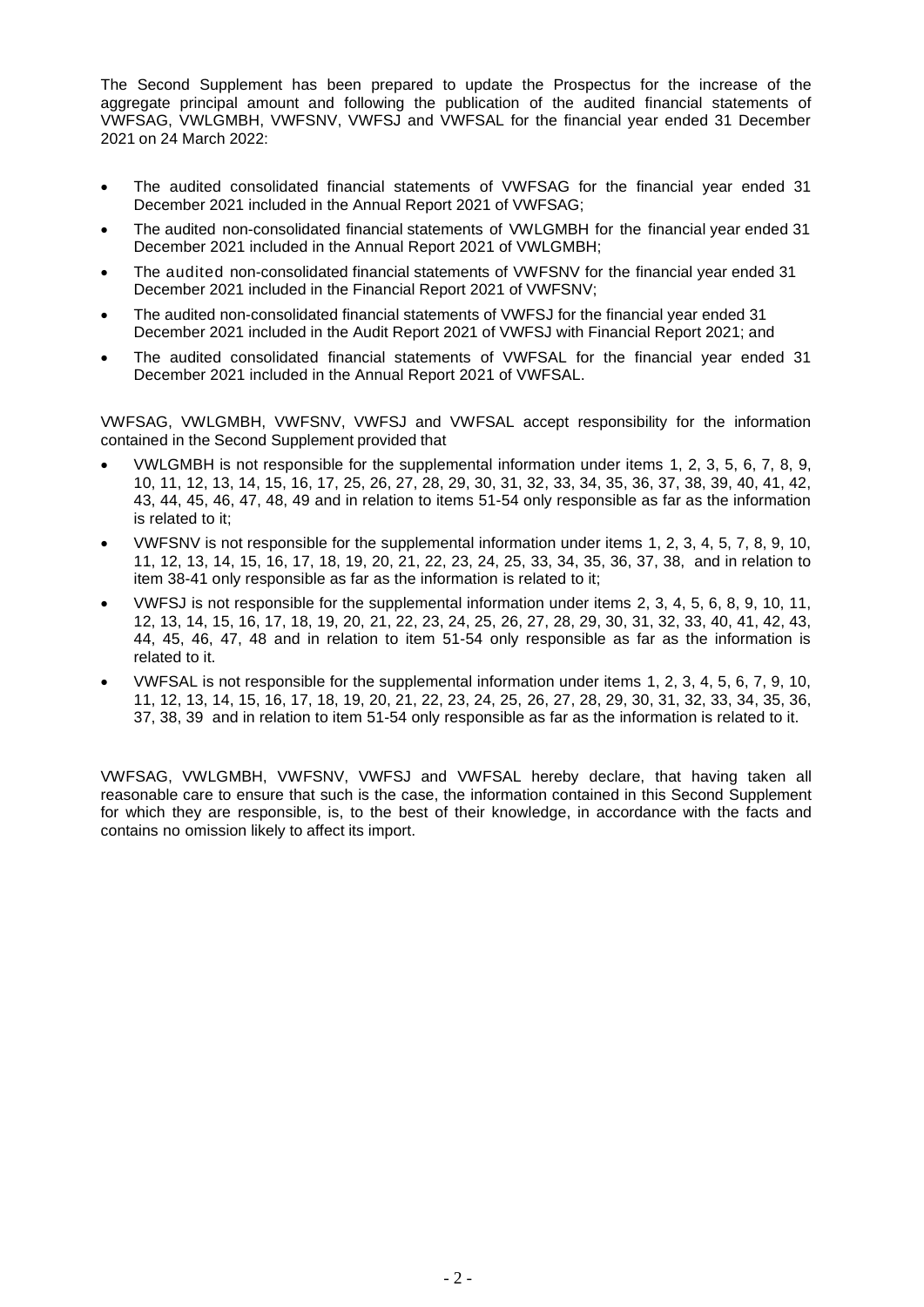The Second Supplement has been prepared to update the Prospectus for the increase of the aggregate principal amount and following the publication of the audited financial statements of VWFSAG, VWLGMBH, VWFSNV, VWFSJ and VWFSAL for the financial year ended 31 December 2021 on 24 March 2022:

- The audited consolidated financial statements of VWFSAG for the financial year ended 31 December 2021 included in the Annual Report 2021 of VWFSAG;
- The audited non-consolidated financial statements of VWLGMBH for the financial year ended 31 December 2021 included in the Annual Report 2021 of VWLGMBH;
- The audited non-consolidated financial statements of VWFSNV for the financial year ended 31 December 2021 included in the Financial Report 2021 of VWFSNV;
- The audited non-consolidated financial statements of VWFSJ for the financial year ended 31 December 2021 included in the Audit Report 2021 of VWFSJ with Financial Report 2021; and
- The audited consolidated financial statements of VWFSAL for the financial year ended 31 December 2021 included in the Annual Report 2021 of VWFSAL.

VWFSAG, VWLGMBH, VWFSNV, VWFSJ and VWFSAL accept responsibility for the information contained in the Second Supplement provided that

- VWLGMBH is not responsible for the supplemental information under items 1, 2, 3, 5, 6, 7, 8, 9, 10, 11, 12, 13, 14, 15, 16, 17, 25, 26, 27, 28, 29, 30, 31, 32, 33, 34, 35, 36, 37, 38, 39, 40, 41, 42, 43, 44, 45, 46, 47, 48, 49 and in relation to items 51-54 only responsible as far as the information is related to it;
- VWFSNV is not responsible for the supplemental information under items 1, 2, 3, 4, 5, 7, 8, 9, 10, 11, 12, 13, 14, 15, 16, 17, 18, 19, 20, 21, 22, 23, 24, 25, 33, 34, 35, 36, 37, 38, and in relation to item 38-41 only responsible as far as the information is related to it;
- VWFSJ is not responsible for the supplemental information under items 2, 3, 4, 5, 6, 8, 9, 10, 11, 12, 13, 14, 15, 16, 17, 18, 19, 20, 21, 22, 23, 24, 25, 26, 27, 28, 29, 30, 31, 32, 33, 40, 41, 42, 43, 44, 45, 46, 47, 48 and in relation to item 51-54 only responsible as far as the information is related to it.
- VWFSAL is not responsible for the supplemental information under items 1, 2, 3, 4, 5, 6, 7, 9, 10, 11, 12, 13, 14, 15, 16, 17, 18, 19, 20, 21, 22, 23, 24, 25, 26, 27, 28, 29, 30, 31, 32, 33, 34, 35, 36, 37, 38, 39 and in relation to item 51-54 only responsible as far as the information is related to it.

VWFSAG, VWLGMBH, VWFSNV, VWFSJ and VWFSAL hereby declare, that having taken all reasonable care to ensure that such is the case, the information contained in this Second Supplement for which they are responsible, is, to the best of their knowledge, in accordance with the facts and contains no omission likely to affect its import.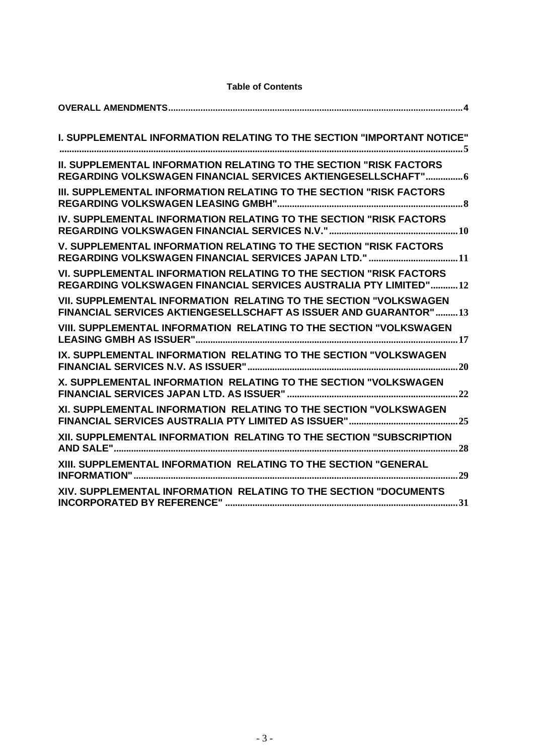**Table of Contents**

| | |
|---|---|
| **OVERALL AMENDMENTS** | **4** |
| **I. SUPPLEMENTAL INFORMATION RELATING TO THE SECTION "IMPORTANT NOTICE"** | **5** |
| **II. SUPPLEMENTAL INFORMATION RELATING TO THE SECTION "RISK FACTORS REGARDING VOLKSWAGEN FINANCIAL SERVICES AKTIENGESELLSCHAFT"** | **6** |
| **III. SUPPLEMENTAL INFORMATION RELATING TO THE SECTION "RISK FACTORS REGARDING VOLKSWAGEN LEASING GMBH"** | **8** |
| **IV. SUPPLEMENTAL INFORMATION RELATING TO THE SECTION "RISK FACTORS REGARDING VOLKSWAGEN FINANCIAL SERVICES N.V."** | **10** |
| **V. SUPPLEMENTAL INFORMATION RELATING TO THE SECTION "RISK FACTORS REGARDING VOLKSWAGEN FINANCIAL SERVICES JAPAN LTD."** | **11** |
| **VI. SUPPLEMENTAL INFORMATION RELATING TO THE SECTION "RISK FACTORS REGARDING VOLKSWAGEN FINANCIAL SERVICES AUSTRALIA PTY LIMITED"** | **12** |
| **VII. SUPPLEMENTAL INFORMATION RELATING TO THE SECTION "VOLKSWAGEN FINANCIAL SERVICES AKTIENGESELLSCHAFT AS ISSUER AND GUARANTOR"** | **13** |
| **VIII. SUPPLEMENTAL INFORMATION RELATING TO THE SECTION "VOLKSWAGEN LEASING GMBH AS ISSUER"** | **17** |
| **IX. SUPPLEMENTAL INFORMATION RELATING TO THE SECTION "VOLKSWAGEN FINANCIAL SERVICES N.V. AS ISSUER"** | **20** |
| **X. SUPPLEMENTAL INFORMATION RELATING TO THE SECTION "VOLKSWAGEN FINANCIAL SERVICES JAPAN LTD. AS ISSUER"** | **22** |
| **XI. SUPPLEMENTAL INFORMATION RELATING TO THE SECTION "VOLKSWAGEN FINANCIAL SERVICES AUSTRALIA PTY LIMITED AS ISSUER"** | **25** |
| **XII. SUPPLEMENTAL INFORMATION RELATING TO THE SECTION "SUBSCRIPTION AND SALE"** | **28** |
| **XIII. SUPPLEMENTAL INFORMATION RELATING TO THE SECTION "GENERAL INFORMATION"** | **29** |
| **XIV. SUPPLEMENTAL INFORMATION RELATING TO THE SECTION "DOCUMENTS INCORPORATED BY REFERENCE"** | **31** |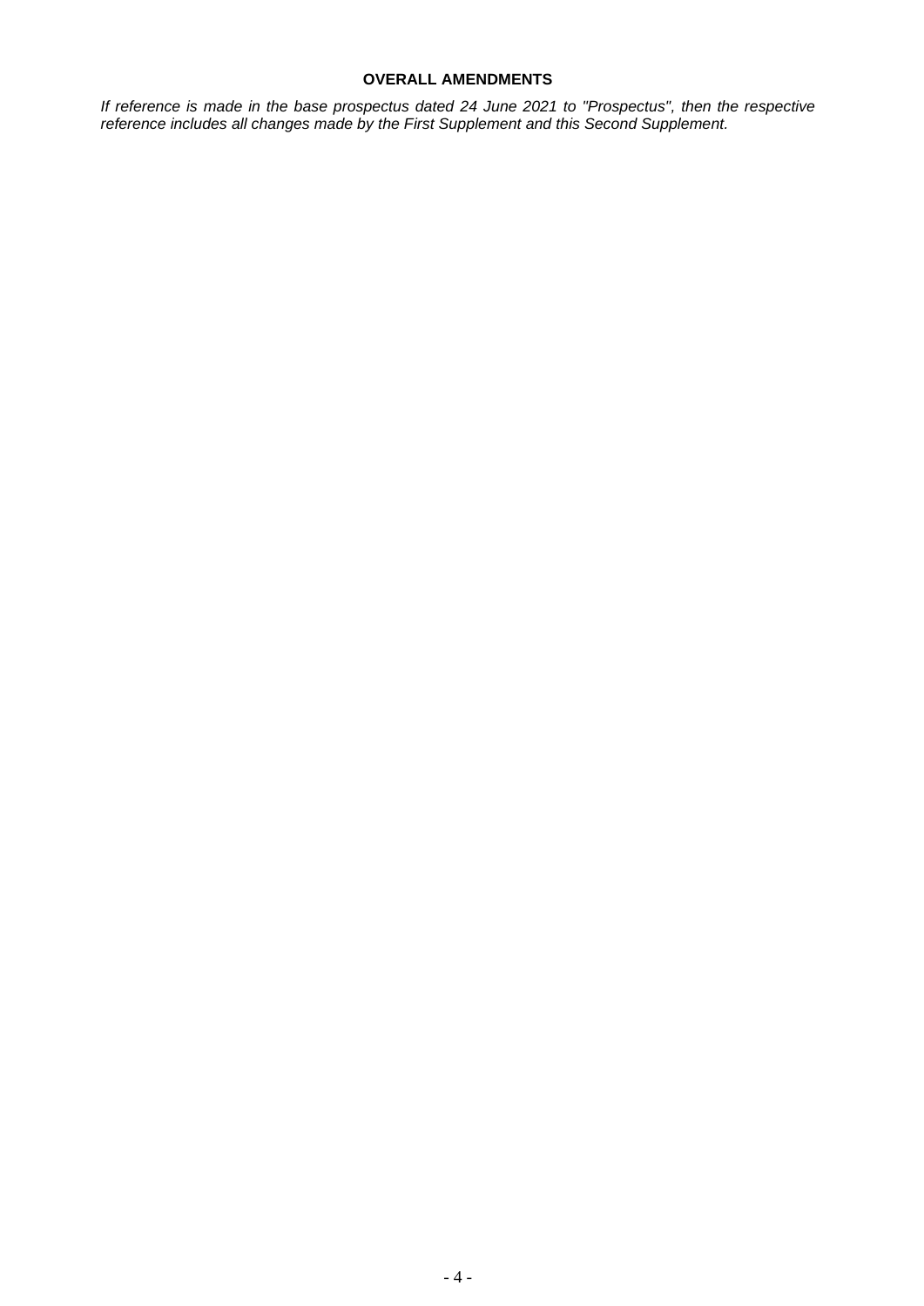## OVERALL AMENDMENTS

*If reference is made in the base prospectus dated 24 June 2021 to "Prospectus", then the respective reference includes all changes made by the First Supplement and this Second Supplement.*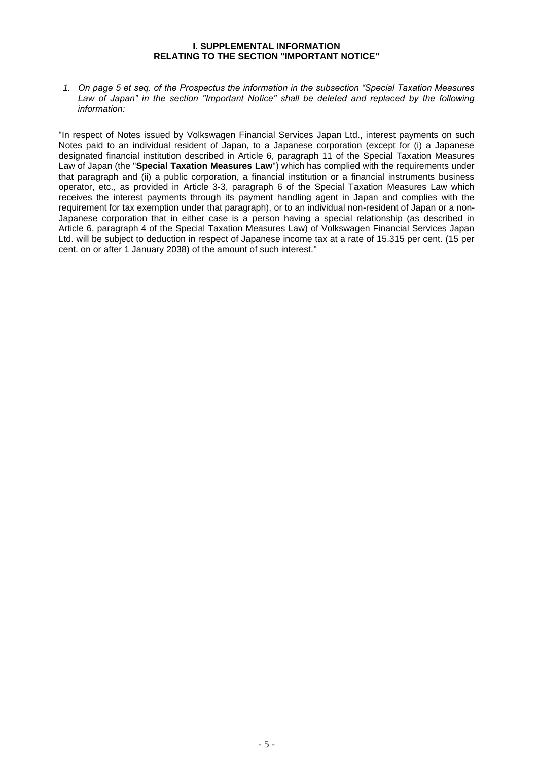# I. SUPPLEMENTAL INFORMATION
# RELATING TO THE SECTION "IMPORTANT NOTICE"

1. *On page 5 et seq. of the Prospectus the information in the subsection "Special Taxation Measures Law of Japan" in the section "Important Notice" shall be deleted and replaced by the following information:*

"In respect of Notes issued by Volkswagen Financial Services Japan Ltd., interest payments on such Notes paid to an individual resident of Japan, to a Japanese corporation (except for (i) a Japanese designated financial institution described in Article 6, paragraph 11 of the Special Taxation Measures Law of Japan (the "**Special Taxation Measures Law**") which has complied with the requirements under that paragraph and (ii) a public corporation, a financial institution or a financial instruments business operator, etc., as provided in Article 3-3, paragraph 6 of the Special Taxation Measures Law which receives the interest payments through its payment handling agent in Japan and complies with the requirement for tax exemption under that paragraph), or to an individual non-resident of Japan or a non-Japanese corporation that in either case is a person having a special relationship (as described in Article 6, paragraph 4 of the Special Taxation Measures Law) of Volkswagen Financial Services Japan Ltd. will be subject to deduction in respect of Japanese income tax at a rate of 15.315 per cent. (15 per cent. on or after 1 January 2038) of the amount of such interest."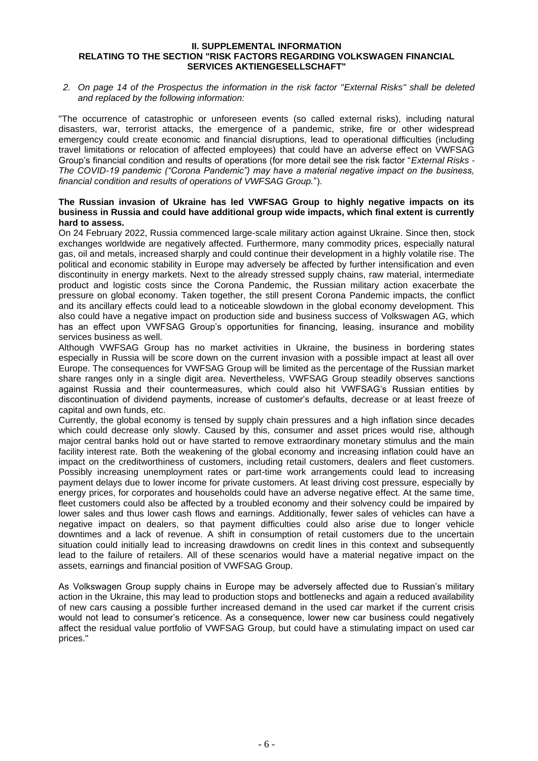**II. SUPPLEMENTAL INFORMATION**
**RELATING TO THE SECTION "RISK FACTORS REGARDING VOLKSWAGEN FINANCIAL SERVICES AKTIENGESELLSCHAFT"**

*2. On page 14 of the Prospectus the information in the risk factor "External Risks" shall be deleted and replaced by the following information:*

"The occurrence of catastrophic or unforeseen events (so called external risks), including natural disasters, war, terrorist attacks, the emergence of a pandemic, strike, fire or other widespread emergency could create economic and financial disruptions, lead to operational difficulties (including travel limitations or relocation of affected employees) that could have an adverse effect on VWFSAG Group's financial condition and results of operations (for more detail see the risk factor "*External Risks - The COVID-19 pandemic ("Corona Pandemic") may have a material negative impact on the business, financial condition and results of operations of VWFSAG Group.*").

**The Russian invasion of Ukraine has led VWFSAG Group to highly negative impacts on its business in Russia and could have additional group wide impacts, which final extent is currently hard to assess.**

On 24 February 2022, Russia commenced large-scale military action against Ukraine. Since then, stock exchanges worldwide are negatively affected. Furthermore, many commodity prices, especially natural gas, oil and metals, increased sharply and could continue their development in a highly volatile rise. The political and economic stability in Europe may adversely be affected by further intensification and even discontinuity in energy markets. Next to the already stressed supply chains, raw material, intermediate product and logistic costs since the Corona Pandemic, the Russian military action exacerbate the pressure on global economy. Taken together, the still present Corona Pandemic impacts, the conflict and its ancillary effects could lead to a noticeable slowdown in the global economy development. This also could have a negative impact on production side and business success of Volkswagen AG, which has an effect upon VWFSAG Group's opportunities for financing, leasing, insurance and mobility services business as well.

Although VWFSAG Group has no market activities in Ukraine, the business in bordering states especially in Russia will be score down on the current invasion with a possible impact at least all over Europe. The consequences for VWFSAG Group will be limited as the percentage of the Russian market share ranges only in a single digit area. Nevertheless, VWFSAG Group steadily observes sanctions against Russia and their countermeasures, which could also hit VWFSAG's Russian entities by discontinuation of dividend payments, increase of customer's defaults, decrease or at least freeze of capital and own funds, etc.

Currently, the global economy is tensed by supply chain pressures and a high inflation since decades which could decrease only slowly. Caused by this, consumer and asset prices would rise, although major central banks hold out or have started to remove extraordinary monetary stimulus and the main facility interest rate. Both the weakening of the global economy and increasing inflation could have an impact on the creditworthiness of customers, including retail customers, dealers and fleet customers. Possibly increasing unemployment rates or part-time work arrangements could lead to increasing payment delays due to lower income for private customers. At least driving cost pressure, especially by energy prices, for corporates and households could have an adverse negative effect. At the same time, fleet customers could also be affected by a troubled economy and their solvency could be impaired by lower sales and thus lower cash flows and earnings. Additionally, fewer sales of vehicles can have a negative impact on dealers, so that payment difficulties could also arise due to longer vehicle downtimes and a lack of revenue. A shift in consumption of retail customers due to the uncertain situation could initially lead to increasing drawdowns on credit lines in this context and subsequently lead to the failure of retailers. All of these scenarios would have a material negative impact on the assets, earnings and financial position of VWFSAG Group.

As Volkswagen Group supply chains in Europe may be adversely affected due to Russian's military action in the Ukraine, this may lead to production stops and bottlenecks and again a reduced availability of new cars causing a possible further increased demand in the used car market if the current crisis would not lead to consumer's reticence. As a consequence, lower new car business could negatively affect the residual value portfolio of VWFSAG Group, but could have a stimulating impact on used car prices."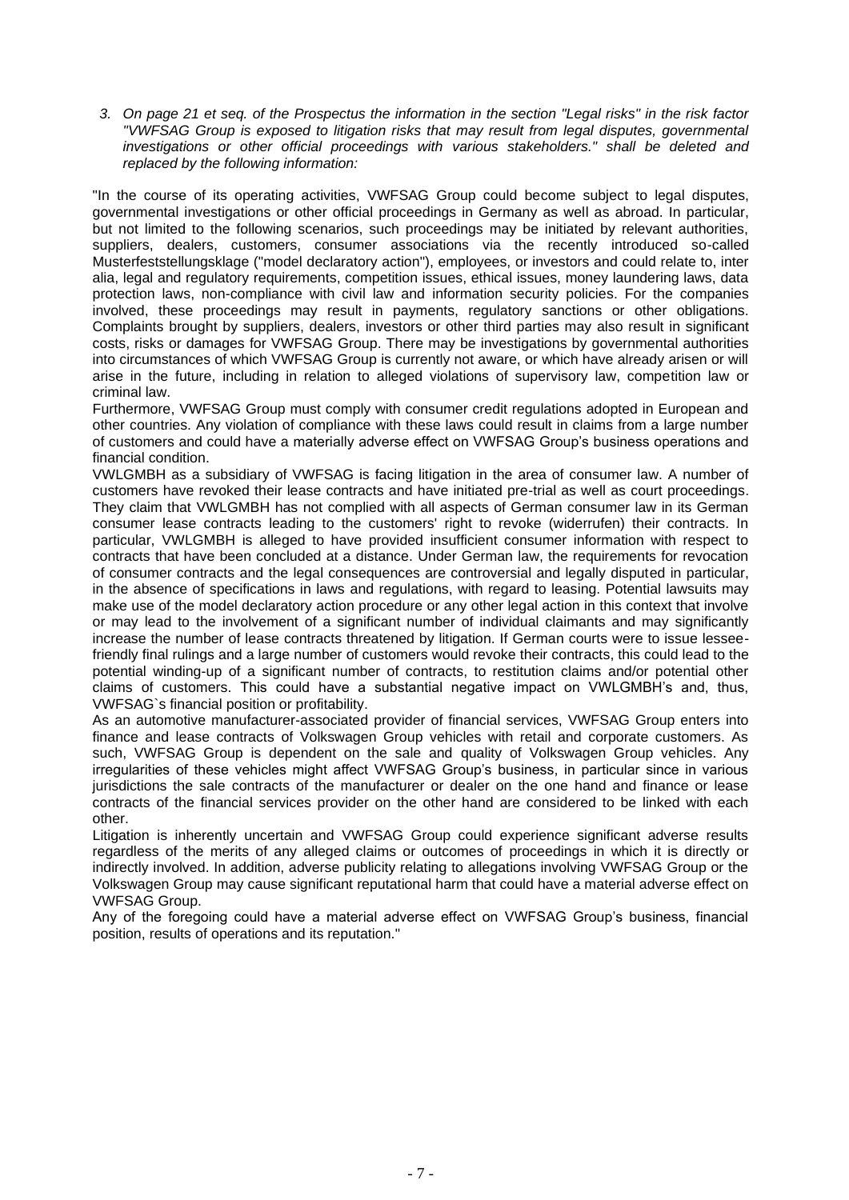*3. On page 21 et seq. of the Prospectus the information in the section "Legal risks" in the risk factor "VWFSAG Group is exposed to litigation risks that may result from legal disputes, governmental investigations or other official proceedings with various stakeholders." shall be deleted and replaced by the following information:*

"In the course of its operating activities, VWFSAG Group could become subject to legal disputes, governmental investigations or other official proceedings in Germany as well as abroad. In particular, but not limited to the following scenarios, such proceedings may be initiated by relevant authorities, suppliers, dealers, customers, consumer associations via the recently introduced so-called Musterfeststellungsklage ("model declaratory action"), employees, or investors and could relate to, inter alia, legal and regulatory requirements, competition issues, ethical issues, money laundering laws, data protection laws, non-compliance with civil law and information security policies. For the companies involved, these proceedings may result in payments, regulatory sanctions or other obligations. Complaints brought by suppliers, dealers, investors or other third parties may also result in significant costs, risks or damages for VWFSAG Group. There may be investigations by governmental authorities into circumstances of which VWFSAG Group is currently not aware, or which have already arisen or will arise in the future, including in relation to alleged violations of supervisory law, competition law or criminal law.

Furthermore, VWFSAG Group must comply with consumer credit regulations adopted in European and other countries. Any violation of compliance with these laws could result in claims from a large number of customers and could have a materially adverse effect on VWFSAG Group's business operations and financial condition.

VWLGMBH as a subsidiary of VWFSAG is facing litigation in the area of consumer law. A number of customers have revoked their lease contracts and have initiated pre-trial as well as court proceedings. They claim that VWLGMBH has not complied with all aspects of German consumer law in its German consumer lease contracts leading to the customers' right to revoke (widerrufen) their contracts. In particular, VWLGMBH is alleged to have provided insufficient consumer information with respect to contracts that have been concluded at a distance. Under German law, the requirements for revocation of consumer contracts and the legal consequences are controversial and legally disputed in particular, in the absence of specifications in laws and regulations, with regard to leasing. Potential lawsuits may make use of the model declaratory action procedure or any other legal action in this context that involve or may lead to the involvement of a significant number of individual claimants and may significantly increase the number of lease contracts threatened by litigation. If German courts were to issue lessee-friendly final rulings and a large number of customers would revoke their contracts, this could lead to the potential winding-up of a significant number of contracts, to restitution claims and/or potential other claims of customers. This could have a substantial negative impact on VWLGMBH's and, thus, VWFSAG`s financial position or profitability.

As an automotive manufacturer-associated provider of financial services, VWFSAG Group enters into finance and lease contracts of Volkswagen Group vehicles with retail and corporate customers. As such, VWFSAG Group is dependent on the sale and quality of Volkswagen Group vehicles. Any irregularities of these vehicles might affect VWFSAG Group's business, in particular since in various jurisdictions the sale contracts of the manufacturer or dealer on the one hand and finance or lease contracts of the financial services provider on the other hand are considered to be linked with each other.

Litigation is inherently uncertain and VWFSAG Group could experience significant adverse results regardless of the merits of any alleged claims or outcomes of proceedings in which it is directly or indirectly involved. In addition, adverse publicity relating to allegations involving VWFSAG Group or the Volkswagen Group may cause significant reputational harm that could have a material adverse effect on VWFSAG Group.

Any of the foregoing could have a material adverse effect on VWFSAG Group's business, financial position, results of operations and its reputation."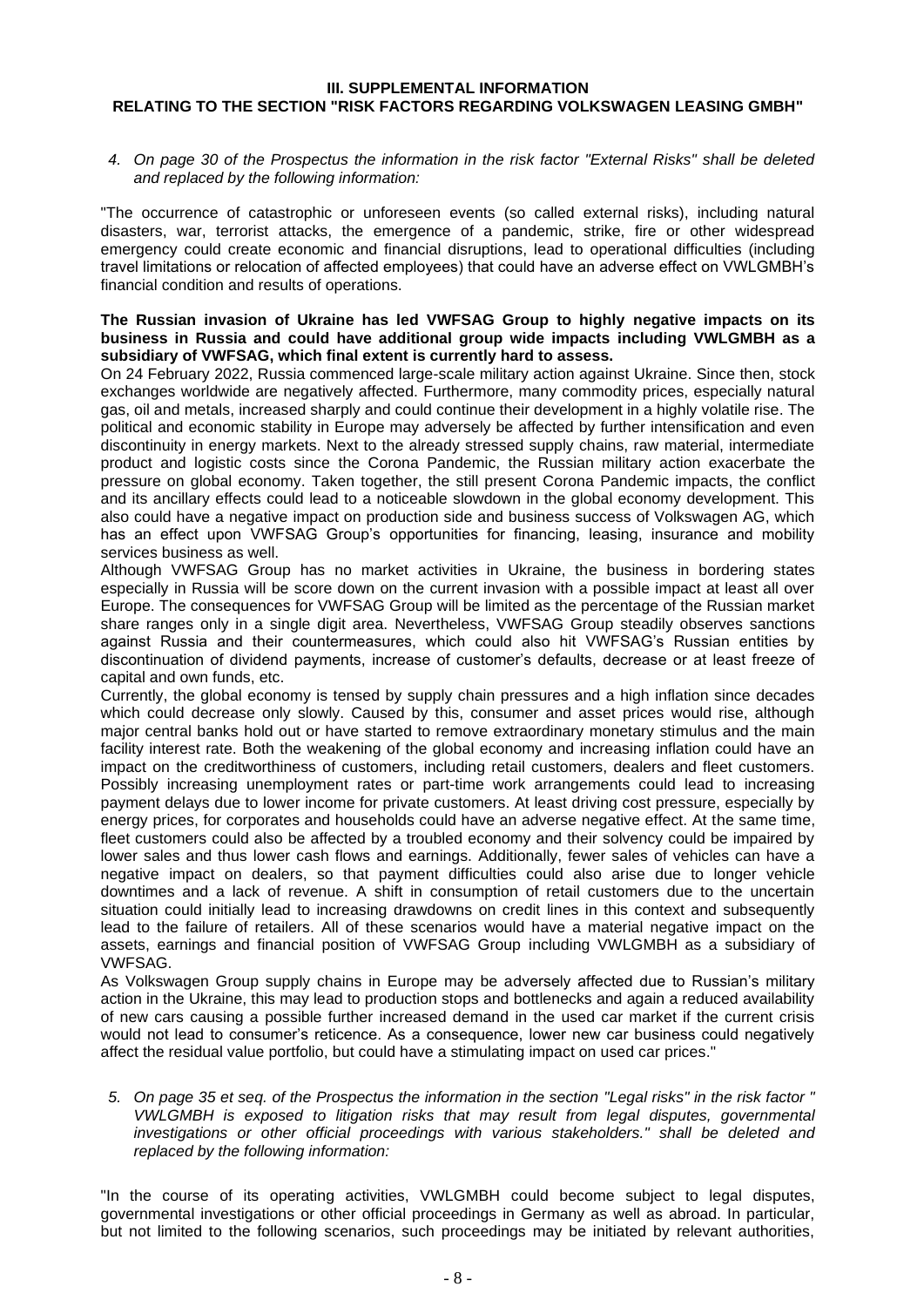## III. SUPPLEMENTAL INFORMATION
## RELATING TO THE SECTION "RISK FACTORS REGARDING VOLKSWAGEN LEASING GMBH"

*4. On page 30 of the Prospectus the information in the risk factor "External Risks" shall be deleted and replaced by the following information:*

"The occurrence of catastrophic or unforeseen events (so called external risks), including natural disasters, war, terrorist attacks, the emergence of a pandemic, strike, fire or other widespread emergency could create economic and financial disruptions, lead to operational difficulties (including travel limitations or relocation of affected employees) that could have an adverse effect on VWLGMBH's financial condition and results of operations.

**The Russian invasion of Ukraine has led VWFSAG Group to highly negative impacts on its business in Russia and could have additional group wide impacts including VWLGMBH as a subsidiary of VWFSAG, which final extent is currently hard to assess.**

On 24 February 2022, Russia commenced large-scale military action against Ukraine. Since then, stock exchanges worldwide are negatively affected. Furthermore, many commodity prices, especially natural gas, oil and metals, increased sharply and could continue their development in a highly volatile rise. The political and economic stability in Europe may adversely be affected by further intensification and even discontinuity in energy markets. Next to the already stressed supply chains, raw material, intermediate product and logistic costs since the Corona Pandemic, the Russian military action exacerbate the pressure on global economy. Taken together, the still present Corona Pandemic impacts, the conflict and its ancillary effects could lead to a noticeable slowdown in the global economy development. This also could have a negative impact on production side and business success of Volkswagen AG, which has an effect upon VWFSAG Group's opportunities for financing, leasing, insurance and mobility services business as well.

Although VWFSAG Group has no market activities in Ukraine, the business in bordering states especially in Russia will be score down on the current invasion with a possible impact at least all over Europe. The consequences for VWFSAG Group will be limited as the percentage of the Russian market share ranges only in a single digit area. Nevertheless, VWFSAG Group steadily observes sanctions against Russia and their countermeasures, which could also hit VWFSAG's Russian entities by discontinuation of dividend payments, increase of customer's defaults, decrease or at least freeze of capital and own funds, etc.

Currently, the global economy is tensed by supply chain pressures and a high inflation since decades which could decrease only slowly. Caused by this, consumer and asset prices would rise, although major central banks hold out or have started to remove extraordinary monetary stimulus and the main facility interest rate. Both the weakening of the global economy and increasing inflation could have an impact on the creditworthiness of customers, including retail customers, dealers and fleet customers. Possibly increasing unemployment rates or part-time work arrangements could lead to increasing payment delays due to lower income for private customers. At least driving cost pressure, especially by energy prices, for corporates and households could have an adverse negative effect. At the same time, fleet customers could also be affected by a troubled economy and their solvency could be impaired by lower sales and thus lower cash flows and earnings. Additionally, fewer sales of vehicles can have a negative impact on dealers, so that payment difficulties could also arise due to longer vehicle downtimes and a lack of revenue. A shift in consumption of retail customers due to the uncertain situation could initially lead to increasing drawdowns on credit lines in this context and subsequently lead to the failure of retailers. All of these scenarios would have a material negative impact on the assets, earnings and financial position of VWFSAG Group including VWLGMBH as a subsidiary of VWFSAG.

As Volkswagen Group supply chains in Europe may be adversely affected due to Russian's military action in the Ukraine, this may lead to production stops and bottlenecks and again a reduced availability of new cars causing a possible further increased demand in the used car market if the current crisis would not lead to consumer's reticence. As a consequence, lower new car business could negatively affect the residual value portfolio, but could have a stimulating impact on used car prices."

*5. On page 35 et seq. of the Prospectus the information in the section "Legal risks" in the risk factor " VWLGMBH is exposed to litigation risks that may result from legal disputes, governmental investigations or other official proceedings with various stakeholders." shall be deleted and replaced by the following information:*

"In the course of its operating activities, VWLGMBH could become subject to legal disputes, governmental investigations or other official proceedings in Germany as well as abroad. In particular, but not limited to the following scenarios, such proceedings may be initiated by relevant authorities,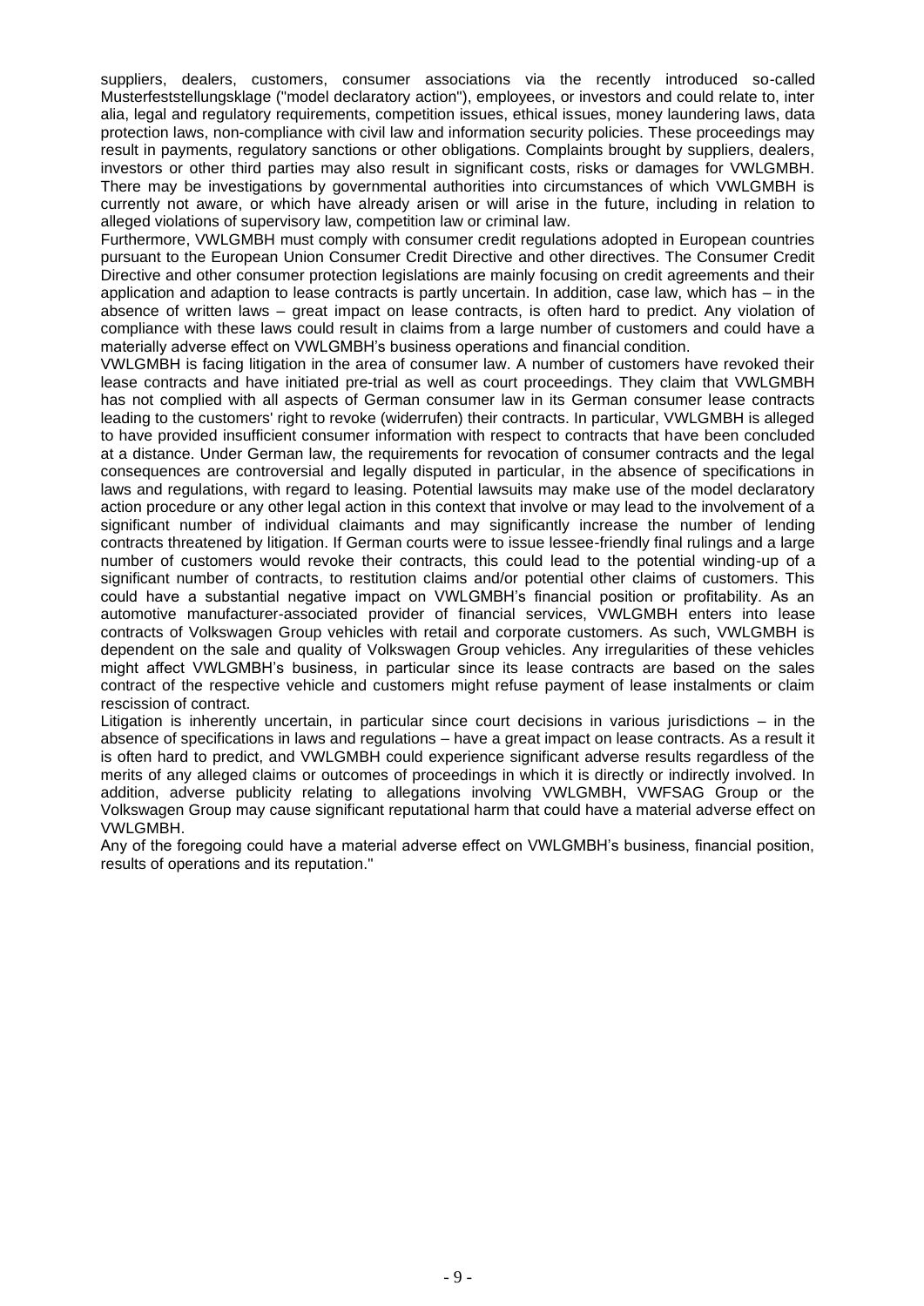suppliers, dealers, customers, consumer associations via the recently introduced so-called Musterfeststellungsklage ("model declaratory action"), employees, or investors and could relate to, inter alia, legal and regulatory requirements, competition issues, ethical issues, money laundering laws, data protection laws, non-compliance with civil law and information security policies. These proceedings may result in payments, regulatory sanctions or other obligations. Complaints brought by suppliers, dealers, investors or other third parties may also result in significant costs, risks or damages for VWLGMBH. There may be investigations by governmental authorities into circumstances of which VWLGMBH is currently not aware, or which have already arisen or will arise in the future, including in relation to alleged violations of supervisory law, competition law or criminal law.

Furthermore, VWLGMBH must comply with consumer credit regulations adopted in European countries pursuant to the European Union Consumer Credit Directive and other directives. The Consumer Credit Directive and other consumer protection legislations are mainly focusing on credit agreements and their application and adaption to lease contracts is partly uncertain. In addition, case law, which has – in the absence of written laws – great impact on lease contracts, is often hard to predict. Any violation of compliance with these laws could result in claims from a large number of customers and could have a materially adverse effect on VWLGMBH's business operations and financial condition.

VWLGMBH is facing litigation in the area of consumer law. A number of customers have revoked their lease contracts and have initiated pre-trial as well as court proceedings. They claim that VWLGMBH has not complied with all aspects of German consumer law in its German consumer lease contracts leading to the customers' right to revoke (widerrufen) their contracts. In particular, VWLGMBH is alleged to have provided insufficient consumer information with respect to contracts that have been concluded at a distance. Under German law, the requirements for revocation of consumer contracts and the legal consequences are controversial and legally disputed in particular, in the absence of specifications in laws and regulations, with regard to leasing. Potential lawsuits may make use of the model declaratory action procedure or any other legal action in this context that involve or may lead to the involvement of a significant number of individual claimants and may significantly increase the number of lending contracts threatened by litigation. If German courts were to issue lessee-friendly final rulings and a large number of customers would revoke their contracts, this could lead to the potential winding-up of a significant number of contracts, to restitution claims and/or potential other claims of customers. This could have a substantial negative impact on VWLGMBH's financial position or profitability. As an automotive manufacturer-associated provider of financial services, VWLGMBH enters into lease contracts of Volkswagen Group vehicles with retail and corporate customers. As such, VWLGMBH is dependent on the sale and quality of Volkswagen Group vehicles. Any irregularities of these vehicles might affect VWLGMBH's business, in particular since its lease contracts are based on the sales contract of the respective vehicle and customers might refuse payment of lease instalments or claim rescission of contract.

Litigation is inherently uncertain, in particular since court decisions in various jurisdictions – in the absence of specifications in laws and regulations – have a great impact on lease contracts. As a result it is often hard to predict, and VWLGMBH could experience significant adverse results regardless of the merits of any alleged claims or outcomes of proceedings in which it is directly or indirectly involved. In addition, adverse publicity relating to allegations involving VWLGMBH, VWFSAG Group or the Volkswagen Group may cause significant reputational harm that could have a material adverse effect on VWLGMBH.

Any of the foregoing could have a material adverse effect on VWLGMBH's business, financial position, results of operations and its reputation."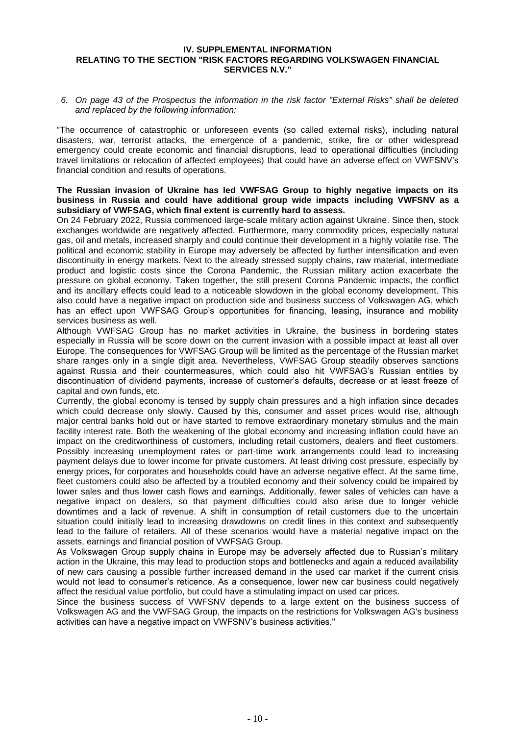**IV. SUPPLEMENTAL INFORMATION**
**RELATING TO THE SECTION "RISK FACTORS REGARDING VOLKSWAGEN FINANCIAL SERVICES N.V."**

*6. On page 43 of the Prospectus the information in the risk factor "External Risks" shall be deleted and replaced by the following information:*

"The occurrence of catastrophic or unforeseen events (so called external risks), including natural disasters, war, terrorist attacks, the emergence of a pandemic, strike, fire or other widespread emergency could create economic and financial disruptions, lead to operational difficulties (including travel limitations or relocation of affected employees) that could have an adverse effect on VWFSNV's financial condition and results of operations.

**The Russian invasion of Ukraine has led VWFSAG Group to highly negative impacts on its business in Russia and could have additional group wide impacts including VWFSNV as a subsidiary of VWFSAG, which final extent is currently hard to assess.**

On 24 February 2022, Russia commenced large-scale military action against Ukraine. Since then, stock exchanges worldwide are negatively affected. Furthermore, many commodity prices, especially natural gas, oil and metals, increased sharply and could continue their development in a highly volatile rise. The political and economic stability in Europe may adversely be affected by further intensification and even discontinuity in energy markets. Next to the already stressed supply chains, raw material, intermediate product and logistic costs since the Corona Pandemic, the Russian military action exacerbate the pressure on global economy. Taken together, the still present Corona Pandemic impacts, the conflict and its ancillary effects could lead to a noticeable slowdown in the global economy development. This also could have a negative impact on production side and business success of Volkswagen AG, which has an effect upon VWFSAG Group's opportunities for financing, leasing, insurance and mobility services business as well.

Although VWFSAG Group has no market activities in Ukraine, the business in bordering states especially in Russia will be score down on the current invasion with a possible impact at least all over Europe. The consequences for VWFSAG Group will be limited as the percentage of the Russian market share ranges only in a single digit area. Nevertheless, VWFSAG Group steadily observes sanctions against Russia and their countermeasures, which could also hit VWFSAG's Russian entities by discontinuation of dividend payments, increase of customer's defaults, decrease or at least freeze of capital and own funds, etc.

Currently, the global economy is tensed by supply chain pressures and a high inflation since decades which could decrease only slowly. Caused by this, consumer and asset prices would rise, although major central banks hold out or have started to remove extraordinary monetary stimulus and the main facility interest rate. Both the weakening of the global economy and increasing inflation could have an impact on the creditworthiness of customers, including retail customers, dealers and fleet customers. Possibly increasing unemployment rates or part-time work arrangements could lead to increasing payment delays due to lower income for private customers. At least driving cost pressure, especially by energy prices, for corporates and households could have an adverse negative effect. At the same time, fleet customers could also be affected by a troubled economy and their solvency could be impaired by lower sales and thus lower cash flows and earnings. Additionally, fewer sales of vehicles can have a negative impact on dealers, so that payment difficulties could also arise due to longer vehicle downtimes and a lack of revenue. A shift in consumption of retail customers due to the uncertain situation could initially lead to increasing drawdowns on credit lines in this context and subsequently lead to the failure of retailers. All of these scenarios would have a material negative impact on the assets, earnings and financial position of VWFSAG Group.

As Volkswagen Group supply chains in Europe may be adversely affected due to Russian's military action in the Ukraine, this may lead to production stops and bottlenecks and again a reduced availability of new cars causing a possible further increased demand in the used car market if the current crisis would not lead to consumer's reticence. As a consequence, lower new car business could negatively affect the residual value portfolio, but could have a stimulating impact on used car prices.

Since the business success of VWFSNV depends to a large extent on the business success of Volkswagen AG and the VWFSAG Group, the impacts on the restrictions for Volkswagen AG's business activities can have a negative impact on VWFSNV's business activities."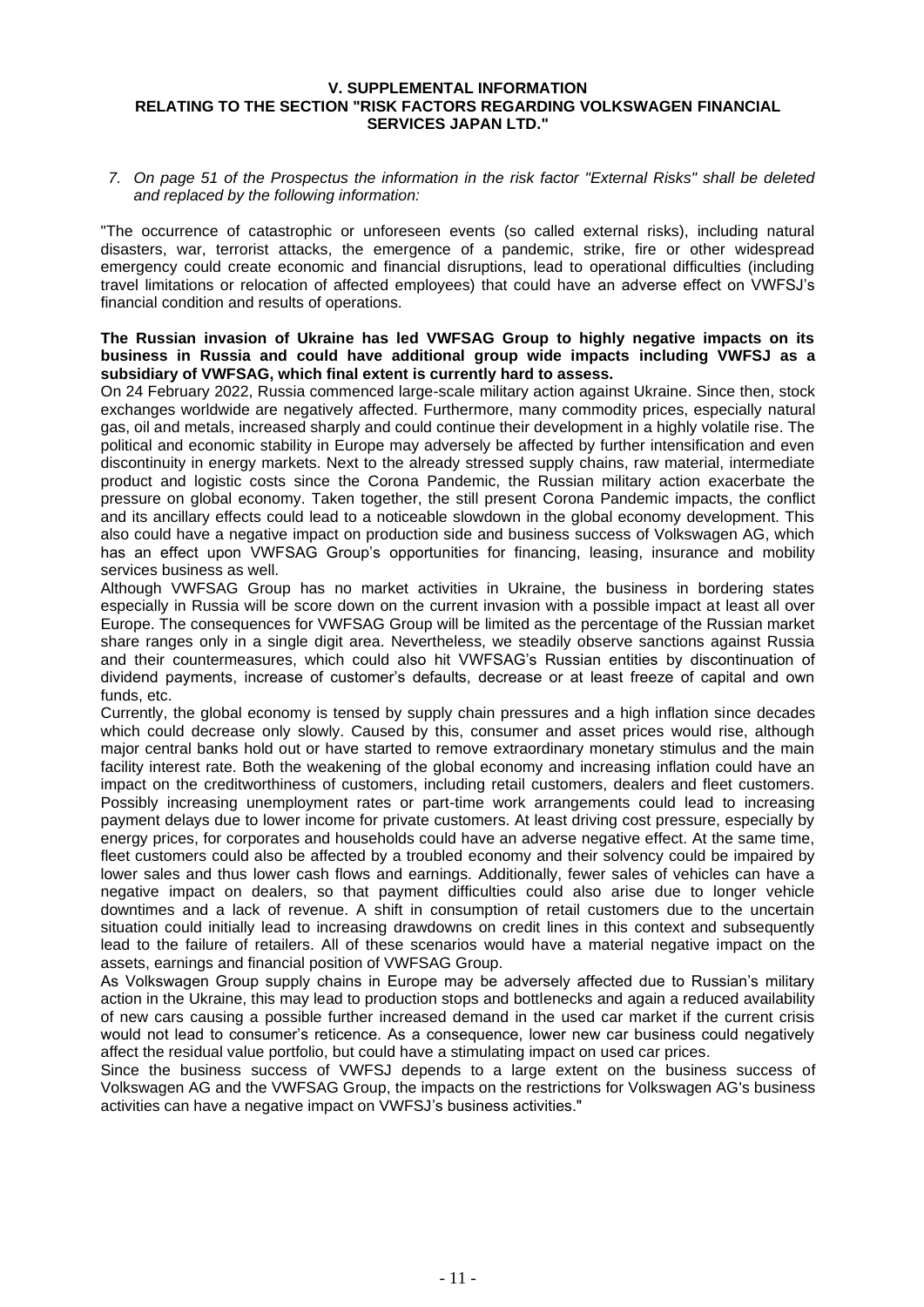## V. SUPPLEMENTAL INFORMATION RELATING TO THE SECTION "RISK FACTORS REGARDING VOLKSWAGEN FINANCIAL SERVICES JAPAN LTD."

*7. On page 51 of the Prospectus the information in the risk factor "External Risks" shall be deleted and replaced by the following information:*

"The occurrence of catastrophic or unforeseen events (so called external risks), including natural disasters, war, terrorist attacks, the emergence of a pandemic, strike, fire or other widespread emergency could create economic and financial disruptions, lead to operational difficulties (including travel limitations or relocation of affected employees) that could have an adverse effect on VWFSJ's financial condition and results of operations.

**The Russian invasion of Ukraine has led VWFSAG Group to highly negative impacts on its business in Russia and could have additional group wide impacts including VWFSJ as a subsidiary of VWFSAG, which final extent is currently hard to assess.**

On 24 February 2022, Russia commenced large-scale military action against Ukraine. Since then, stock exchanges worldwide are negatively affected. Furthermore, many commodity prices, especially natural gas, oil and metals, increased sharply and could continue their development in a highly volatile rise. The political and economic stability in Europe may adversely be affected by further intensification and even discontinuity in energy markets. Next to the already stressed supply chains, raw material, intermediate product and logistic costs since the Corona Pandemic, the Russian military action exacerbate the pressure on global economy. Taken together, the still present Corona Pandemic impacts, the conflict and its ancillary effects could lead to a noticeable slowdown in the global economy development. This also could have a negative impact on production side and business success of Volkswagen AG, which has an effect upon VWFSAG Group's opportunities for financing, leasing, insurance and mobility services business as well.

Although VWFSAG Group has no market activities in Ukraine, the business in bordering states especially in Russia will be score down on the current invasion with a possible impact at least all over Europe. The consequences for VWFSAG Group will be limited as the percentage of the Russian market share ranges only in a single digit area. Nevertheless, we steadily observe sanctions against Russia and their countermeasures, which could also hit VWFSAG's Russian entities by discontinuation of dividend payments, increase of customer's defaults, decrease or at least freeze of capital and own funds, etc.

Currently, the global economy is tensed by supply chain pressures and a high inflation since decades which could decrease only slowly. Caused by this, consumer and asset prices would rise, although major central banks hold out or have started to remove extraordinary monetary stimulus and the main facility interest rate. Both the weakening of the global economy and increasing inflation could have an impact on the creditworthiness of customers, including retail customers, dealers and fleet customers. Possibly increasing unemployment rates or part-time work arrangements could lead to increasing payment delays due to lower income for private customers. At least driving cost pressure, especially by energy prices, for corporates and households could have an adverse negative effect. At the same time, fleet customers could also be affected by a troubled economy and their solvency could be impaired by lower sales and thus lower cash flows and earnings. Additionally, fewer sales of vehicles can have a negative impact on dealers, so that payment difficulties could also arise due to longer vehicle downtimes and a lack of revenue. A shift in consumption of retail customers due to the uncertain situation could initially lead to increasing drawdowns on credit lines in this context and subsequently lead to the failure of retailers. All of these scenarios would have a material negative impact on the assets, earnings and financial position of VWFSAG Group.

As Volkswagen Group supply chains in Europe may be adversely affected due to Russian's military action in the Ukraine, this may lead to production stops and bottlenecks and again a reduced availability of new cars causing a possible further increased demand in the used car market if the current crisis would not lead to consumer's reticence. As a consequence, lower new car business could negatively affect the residual value portfolio, but could have a stimulating impact on used car prices.

Since the business success of VWFSJ depends to a large extent on the business success of Volkswagen AG and the VWFSAG Group, the impacts on the restrictions for Volkswagen AG's business activities can have a negative impact on VWFSJ's business activities."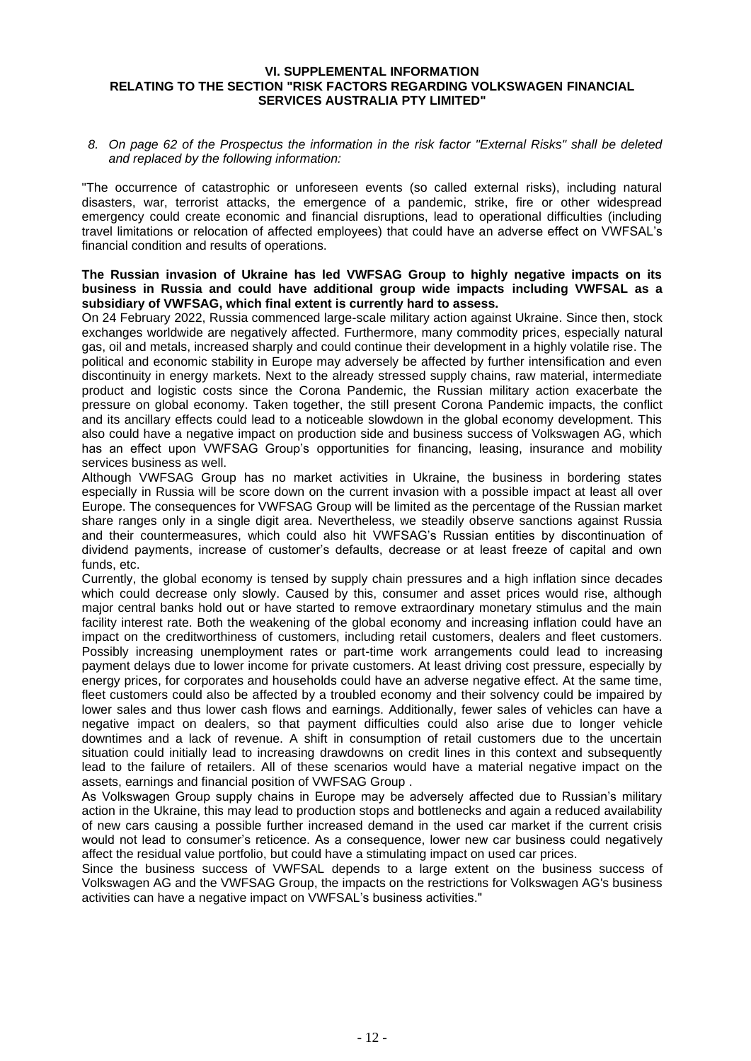**VI. SUPPLEMENTAL INFORMATION**
**RELATING TO THE SECTION "RISK FACTORS REGARDING VOLKSWAGEN FINANCIAL SERVICES AUSTRALIA PTY LIMITED"**

*8. On page 62 of the Prospectus the information in the risk factor "External Risks" shall be deleted and replaced by the following information:*

"The occurrence of catastrophic or unforeseen events (so called external risks), including natural disasters, war, terrorist attacks, the emergence of a pandemic, strike, fire or other widespread emergency could create economic and financial disruptions, lead to operational difficulties (including travel limitations or relocation of affected employees) that could have an adverse effect on VWFSAL's financial condition and results of operations.

**The Russian invasion of Ukraine has led VWFSAG Group to highly negative impacts on its business in Russia and could have additional group wide impacts including VWFSAL as a subsidiary of VWFSAG, which final extent is currently hard to assess.**

On 24 February 2022, Russia commenced large-scale military action against Ukraine. Since then, stock exchanges worldwide are negatively affected. Furthermore, many commodity prices, especially natural gas, oil and metals, increased sharply and could continue their development in a highly volatile rise. The political and economic stability in Europe may adversely be affected by further intensification and even discontinuity in energy markets. Next to the already stressed supply chains, raw material, intermediate product and logistic costs since the Corona Pandemic, the Russian military action exacerbate the pressure on global economy. Taken together, the still present Corona Pandemic impacts, the conflict and its ancillary effects could lead to a noticeable slowdown in the global economy development. This also could have a negative impact on production side and business success of Volkswagen AG, which has an effect upon VWFSAG Group's opportunities for financing, leasing, insurance and mobility services business as well.

Although VWFSAG Group has no market activities in Ukraine, the business in bordering states especially in Russia will be score down on the current invasion with a possible impact at least all over Europe. The consequences for VWFSAG Group will be limited as the percentage of the Russian market share ranges only in a single digit area. Nevertheless, we steadily observe sanctions against Russia and their countermeasures, which could also hit VWFSAG's Russian entities by discontinuation of dividend payments, increase of customer's defaults, decrease or at least freeze of capital and own funds, etc.

Currently, the global economy is tensed by supply chain pressures and a high inflation since decades which could decrease only slowly. Caused by this, consumer and asset prices would rise, although major central banks hold out or have started to remove extraordinary monetary stimulus and the main facility interest rate. Both the weakening of the global economy and increasing inflation could have an impact on the creditworthiness of customers, including retail customers, dealers and fleet customers. Possibly increasing unemployment rates or part-time work arrangements could lead to increasing payment delays due to lower income for private customers. At least driving cost pressure, especially by energy prices, for corporates and households could have an adverse negative effect. At the same time, fleet customers could also be affected by a troubled economy and their solvency could be impaired by lower sales and thus lower cash flows and earnings. Additionally, fewer sales of vehicles can have a negative impact on dealers, so that payment difficulties could also arise due to longer vehicle downtimes and a lack of revenue. A shift in consumption of retail customers due to the uncertain situation could initially lead to increasing drawdowns on credit lines in this context and subsequently lead to the failure of retailers. All of these scenarios would have a material negative impact on the assets, earnings and financial position of VWFSAG Group .

As Volkswagen Group supply chains in Europe may be adversely affected due to Russian's military action in the Ukraine, this may lead to production stops and bottlenecks and again a reduced availability of new cars causing a possible further increased demand in the used car market if the current crisis would not lead to consumer's reticence. As a consequence, lower new car business could negatively affect the residual value portfolio, but could have a stimulating impact on used car prices.

Since the business success of VWFSAL depends to a large extent on the business success of Volkswagen AG and the VWFSAG Group, the impacts on the restrictions for Volkswagen AG's business activities can have a negative impact on VWFSAL's business activities."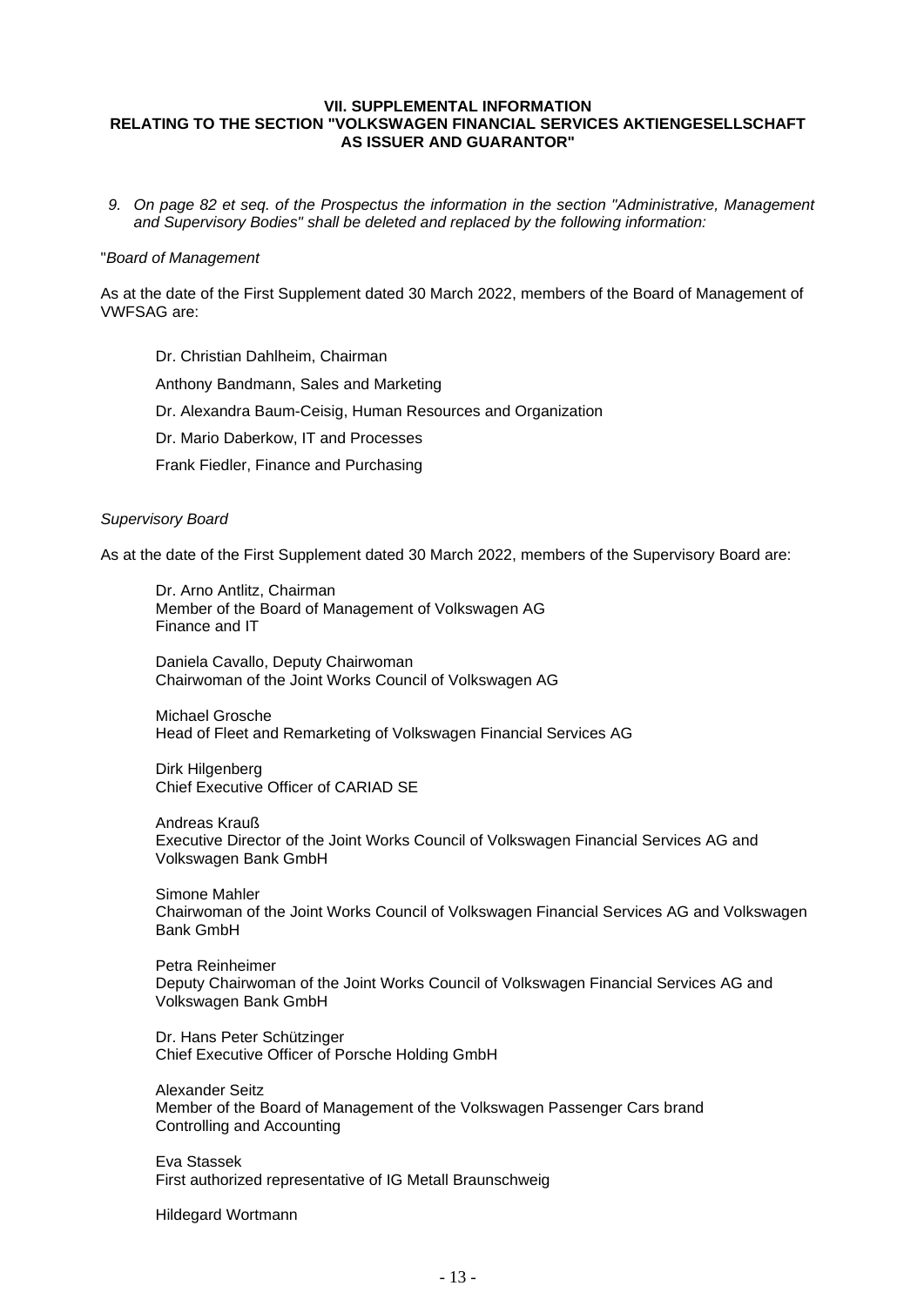**VII. SUPPLEMENTAL INFORMATION**
**RELATING TO THE SECTION "VOLKSWAGEN FINANCIAL SERVICES AKTIENGESELLSCHAFT AS ISSUER AND GUARANTOR"**

*9. On page 82 et seq. of the Prospectus the information in the section "Administrative, Management and Supervisory Bodies" shall be deleted and replaced by the following information:*

"*Board of Management*

As at the date of the First Supplement dated 30 March 2022, members of the Board of Management of VWFSAG are:

Dr. Christian Dahlheim, Chairman

Anthony Bandmann, Sales and Marketing

Dr. Alexandra Baum-Ceisig, Human Resources and Organization

Dr. Mario Daberkow, IT and Processes

Frank Fiedler, Finance and Purchasing

*Supervisory Board*

As at the date of the First Supplement dated 30 March 2022, members of the Supervisory Board are:

Dr. Arno Antlitz, Chairman
Member of the Board of Management of Volkswagen AG
Finance and IT

Daniela Cavallo, Deputy Chairwoman
Chairwoman of the Joint Works Council of Volkswagen AG

Michael Grosche
Head of Fleet and Remarketing of Volkswagen Financial Services AG

Dirk Hilgenberg
Chief Executive Officer of CARIAD SE

Andreas Krauß
Executive Director of the Joint Works Council of Volkswagen Financial Services AG and Volkswagen Bank GmbH

Simone Mahler
Chairwoman of the Joint Works Council of Volkswagen Financial Services AG and Volkswagen Bank GmbH

Petra Reinheimer
Deputy Chairwoman of the Joint Works Council of Volkswagen Financial Services AG and Volkswagen Bank GmbH

Dr. Hans Peter Schützinger
Chief Executive Officer of Porsche Holding GmbH

Alexander Seitz
Member of the Board of Management of the Volkswagen Passenger Cars brand
Controlling and Accounting

Eva Stassek
First authorized representative of IG Metall Braunschweig

Hildegard Wortmann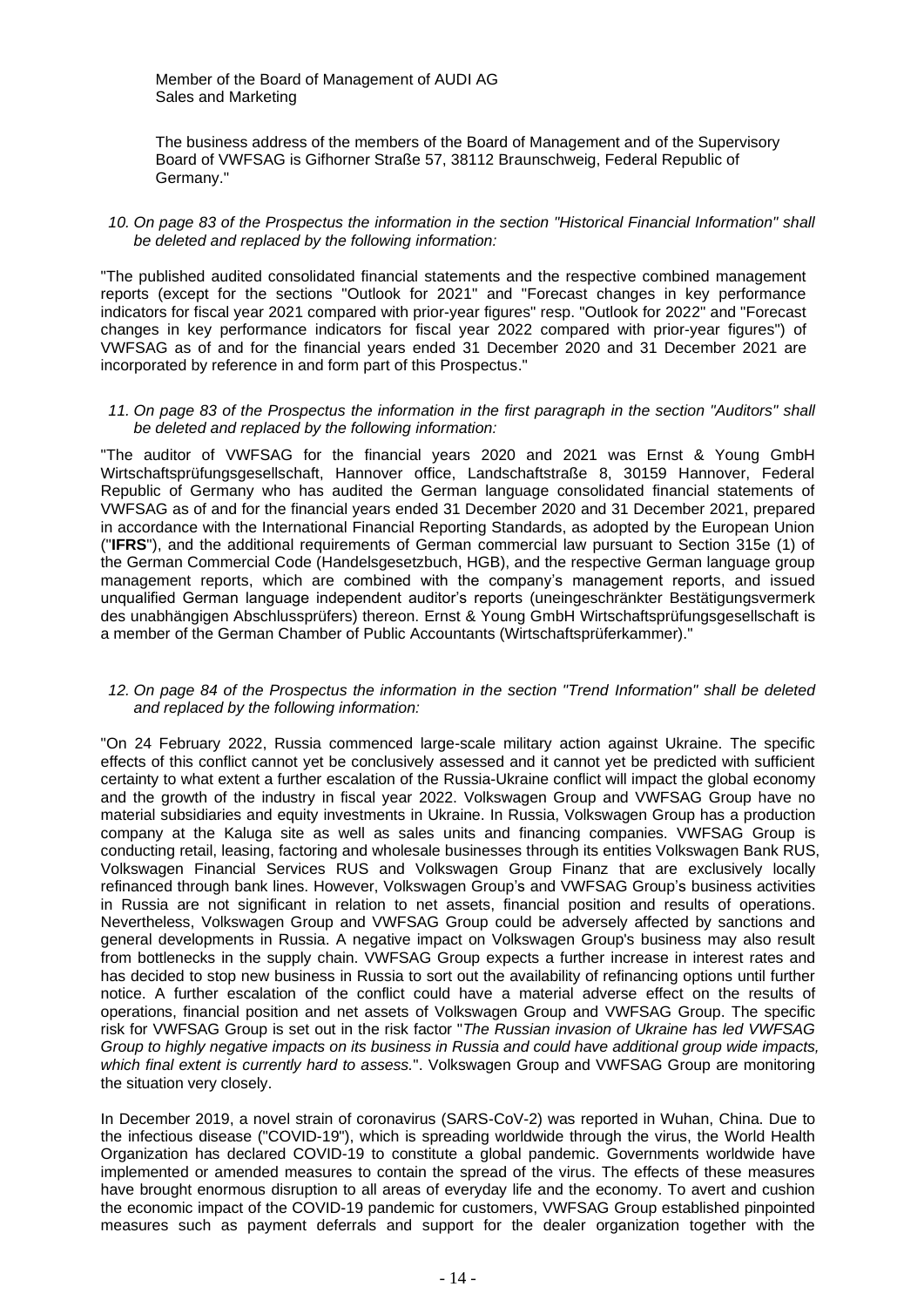Member of the Board of Management of AUDI AG
Sales and Marketing

The business address of the members of the Board of Management and of the Supervisory Board of VWFSAG is Gifhorner Straße 57, 38112 Braunschweig, Federal Republic of Germany."

*10. On page 83 of the Prospectus the information in the section "Historical Financial Information" shall be deleted and replaced by the following information:*

"The published audited consolidated financial statements and the respective combined management reports (except for the sections "Outlook for 2021" and "Forecast changes in key performance indicators for fiscal year 2021 compared with prior-year figures" resp. "Outlook for 2022" and "Forecast changes in key performance indicators for fiscal year 2022 compared with prior-year figures") of VWFSAG as of and for the financial years ended 31 December 2020 and 31 December 2021 are incorporated by reference in and form part of this Prospectus."

*11. On page 83 of the Prospectus the information in the first paragraph in the section "Auditors" shall be deleted and replaced by the following information:*

"The auditor of VWFSAG for the financial years 2020 and 2021 was Ernst & Young GmbH Wirtschaftsprüfungsgesellschaft, Hannover office, Landschaftstraße 8, 30159 Hannover, Federal Republic of Germany who has audited the German language consolidated financial statements of VWFSAG as of and for the financial years ended 31 December 2020 and 31 December 2021, prepared in accordance with the International Financial Reporting Standards, as adopted by the European Union ("**IFRS**"), and the additional requirements of German commercial law pursuant to Section 315e (1) of the German Commercial Code (Handelsgesetzbuch, HGB), and the respective German language group management reports, which are combined with the company's management reports, and issued unqualified German language independent auditor's reports (uneingeschränkter Bestätigungsvermerk des unabhängigen Abschlussprüfers) thereon. Ernst & Young GmbH Wirtschaftsprüfungsgesellschaft is a member of the German Chamber of Public Accountants (Wirtschaftsprüferkammer)."

*12. On page 84 of the Prospectus the information in the section "Trend Information" shall be deleted and replaced by the following information:*

"On 24 February 2022, Russia commenced large-scale military action against Ukraine. The specific effects of this conflict cannot yet be conclusively assessed and it cannot yet be predicted with sufficient certainty to what extent a further escalation of the Russia-Ukraine conflict will impact the global economy and the growth of the industry in fiscal year 2022. Volkswagen Group and VWFSAG Group have no material subsidiaries and equity investments in Ukraine. In Russia, Volkswagen Group has a production company at the Kaluga site as well as sales units and financing companies. VWFSAG Group is conducting retail, leasing, factoring and wholesale businesses through its entities Volkswagen Bank RUS, Volkswagen Financial Services RUS and Volkswagen Group Finanz that are exclusively locally refinanced through bank lines. However, Volkswagen Group's and VWFSAG Group's business activities in Russia are not significant in relation to net assets, financial position and results of operations. Nevertheless, Volkswagen Group and VWFSAG Group could be adversely affected by sanctions and general developments in Russia. A negative impact on Volkswagen Group's business may also result from bottlenecks in the supply chain. VWFSAG Group expects a further increase in interest rates and has decided to stop new business in Russia to sort out the availability of refinancing options until further notice. A further escalation of the conflict could have a material adverse effect on the results of operations, financial position and net assets of Volkswagen Group and VWFSAG Group. The specific risk for VWFSAG Group is set out in the risk factor "*The Russian invasion of Ukraine has led VWFSAG Group to highly negative impacts on its business in Russia and could have additional group wide impacts, which final extent is currently hard to assess.*". Volkswagen Group and VWFSAG Group are monitoring the situation very closely.

In December 2019, a novel strain of coronavirus (SARS-CoV-2) was reported in Wuhan, China. Due to the infectious disease ("COVID-19"), which is spreading worldwide through the virus, the World Health Organization has declared COVID-19 to constitute a global pandemic. Governments worldwide have implemented or amended measures to contain the spread of the virus. The effects of these measures have brought enormous disruption to all areas of everyday life and the economy. To avert and cushion the economic impact of the COVID-19 pandemic for customers, VWFSAG Group established pinpointed measures such as payment deferrals and support for the dealer organization together with the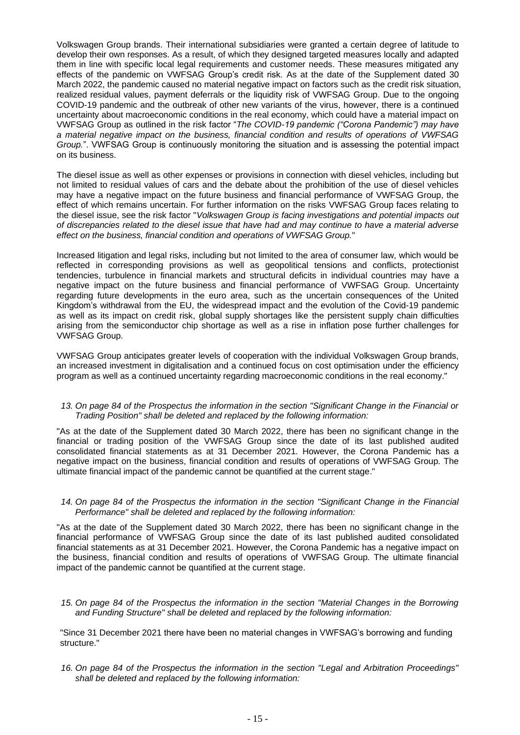Volkswagen Group brands. Their international subsidiaries were granted a certain degree of latitude to develop their own responses. As a result, of which they designed targeted measures locally and adapted them in line with specific local legal requirements and customer needs. These measures mitigated any effects of the pandemic on VWFSAG Group's credit risk. As at the date of the Supplement dated 30 March 2022, the pandemic caused no material negative impact on factors such as the credit risk situation, realized residual values, payment deferrals or the liquidity risk of VWFSAG Group. Due to the ongoing COVID-19 pandemic and the outbreak of other new variants of the virus, however, there is a continued uncertainty about macroeconomic conditions in the real economy, which could have a material impact on VWFSAG Group as outlined in the risk factor "*The COVID-19 pandemic ("Corona Pandemic") may have a material negative impact on the business, financial condition and results of operations of VWFSAG Group.*". VWFSAG Group is continuously monitoring the situation and is assessing the potential impact on its business.

The diesel issue as well as other expenses or provisions in connection with diesel vehicles, including but not limited to residual values of cars and the debate about the prohibition of the use of diesel vehicles may have a negative impact on the future business and financial performance of VWFSAG Group, the effect of which remains uncertain. For further information on the risks VWFSAG Group faces relating to the diesel issue, see the risk factor "*Volkswagen Group is facing investigations and potential impacts out of discrepancies related to the diesel issue that have had and may continue to have a material adverse effect on the business, financial condition and operations of VWFSAG Group.*"

Increased litigation and legal risks, including but not limited to the area of consumer law, which would be reflected in corresponding provisions as well as geopolitical tensions and conflicts, protectionist tendencies, turbulence in financial markets and structural deficits in individual countries may have a negative impact on the future business and financial performance of VWFSAG Group. Uncertainty regarding future developments in the euro area, such as the uncertain consequences of the United Kingdom's withdrawal from the EU, the widespread impact and the evolution of the Covid-19 pandemic as well as its impact on credit risk, global supply shortages like the persistent supply chain difficulties arising from the semiconductor chip shortage as well as a rise in inflation pose further challenges for VWFSAG Group.

VWFSAG Group anticipates greater levels of cooperation with the individual Volkswagen Group brands, an increased investment in digitalisation and a continued focus on cost optimisation under the efficiency program as well as a continued uncertainty regarding macroeconomic conditions in the real economy."

13. *On page 84 of the Prospectus the information in the section "Significant Change in the Financial or Trading Position" shall be deleted and replaced by the following information:*

"As at the date of the Supplement dated 30 March 2022, there has been no significant change in the financial or trading position of the VWFSAG Group since the date of its last published audited consolidated financial statements as at 31 December 2021. However, the Corona Pandemic has a negative impact on the business, financial condition and results of operations of VWFSAG Group. The ultimate financial impact of the pandemic cannot be quantified at the current stage."

14. *On page 84 of the Prospectus the information in the section "Significant Change in the Financial Performance" shall be deleted and replaced by the following information:*

"As at the date of the Supplement dated 30 March 2022, there has been no significant change in the financial performance of VWFSAG Group since the date of its last published audited consolidated financial statements as at 31 December 2021. However, the Corona Pandemic has a negative impact on the business, financial condition and results of operations of VWFSAG Group. The ultimate financial impact of the pandemic cannot be quantified at the current stage.

15. *On page 84 of the Prospectus the information in the section "Material Changes in the Borrowing and Funding Structure" shall be deleted and replaced by the following information:*

"Since 31 December 2021 there have been no material changes in VWFSAG's borrowing and funding structure."

16. *On page 84 of the Prospectus the information in the section "Legal and Arbitration Proceedings" shall be deleted and replaced by the following information:*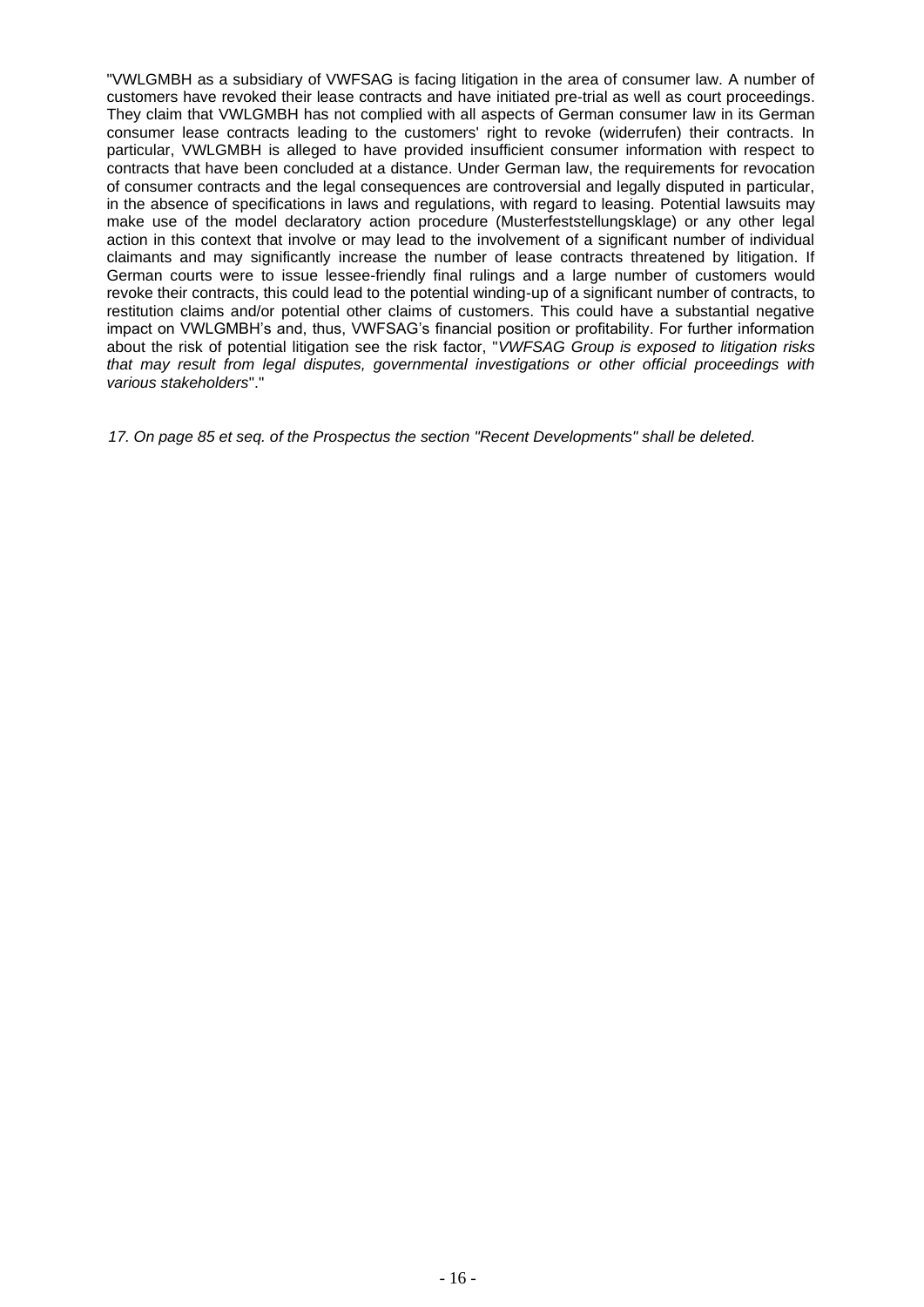"VWLGMBH as a subsidiary of VWFSAG is facing litigation in the area of consumer law. A number of customers have revoked their lease contracts and have initiated pre-trial as well as court proceedings. They claim that VWLGMBH has not complied with all aspects of German consumer law in its German consumer lease contracts leading to the customers' right to revoke (widerrufen) their contracts. In particular, VWLGMBH is alleged to have provided insufficient consumer information with respect to contracts that have been concluded at a distance. Under German law, the requirements for revocation of consumer contracts and the legal consequences are controversial and legally disputed in particular, in the absence of specifications in laws and regulations, with regard to leasing. Potential lawsuits may make use of the model declaratory action procedure (Musterfeststellungsklage) or any other legal action in this context that involve or may lead to the involvement of a significant number of individual claimants and may significantly increase the number of lease contracts threatened by litigation. If German courts were to issue lessee-friendly final rulings and a large number of customers would revoke their contracts, this could lead to the potential winding-up of a significant number of contracts, to restitution claims and/or potential other claims of customers. This could have a substantial negative impact on VWLGMBH's and, thus, VWFSAG's financial position or profitability. For further information about the risk of potential litigation see the risk factor, "*VWFSAG Group is exposed to litigation risks that may result from legal disputes, governmental investigations or other official proceedings with various stakeholders*"."

*17. On page 85 et seq. of the Prospectus the section "Recent Developments" shall be deleted.*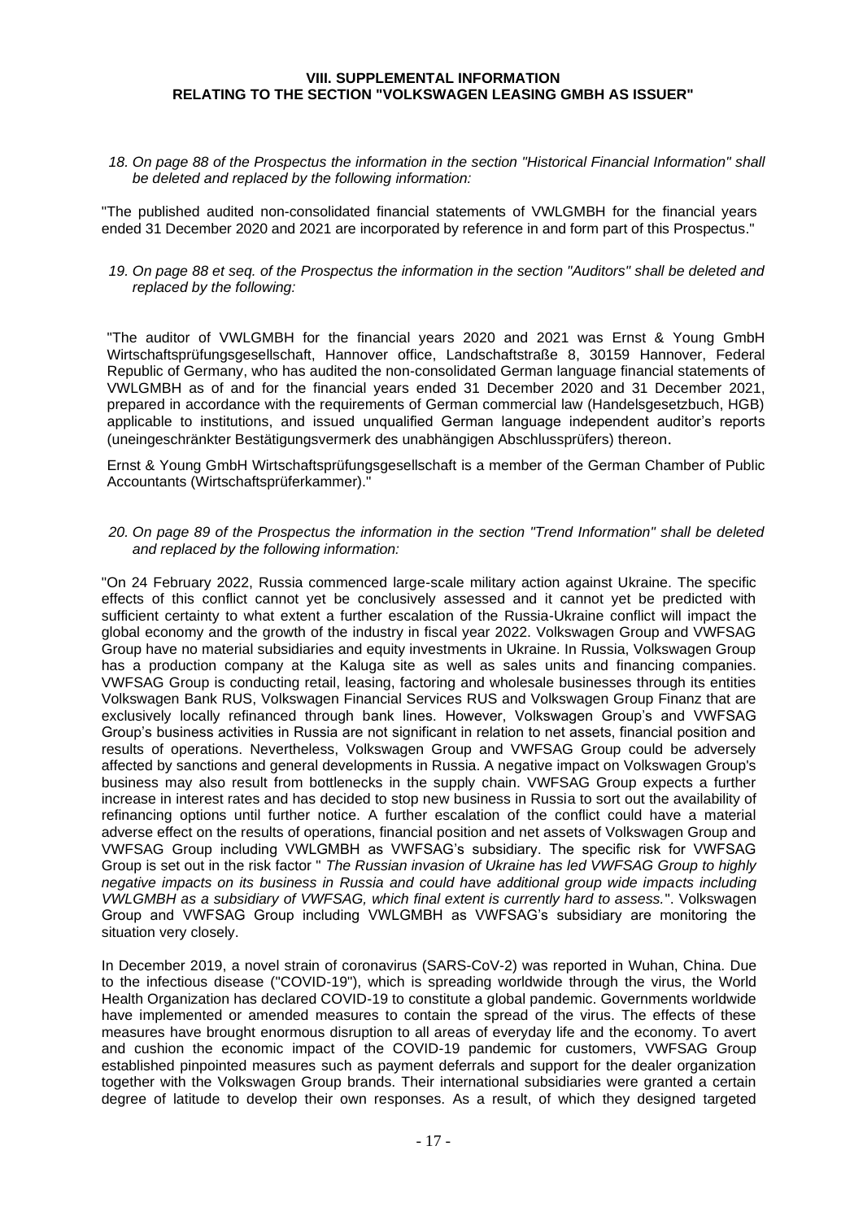**VIII. SUPPLEMENTAL INFORMATION**
**RELATING TO THE SECTION "VOLKSWAGEN LEASING GMBH AS ISSUER"**

*18. On page 88 of the Prospectus the information in the section "Historical Financial Information" shall be deleted and replaced by the following information:*

"The published audited non-consolidated financial statements of VWLGMBH for the financial years ended 31 December 2020 and 2021 are incorporated by reference in and form part of this Prospectus."

*19. On page 88 et seq. of the Prospectus the information in the section "Auditors" shall be deleted and replaced by the following:*

"The auditor of VWLGMBH for the financial years 2020 and 2021 was Ernst & Young GmbH Wirtschaftsprüfungsgesellschaft, Hannover office, Landschaftstraße 8, 30159 Hannover, Federal Republic of Germany, who has audited the non-consolidated German language financial statements of VWLGMBH as of and for the financial years ended 31 December 2020 and 31 December 2021, prepared in accordance with the requirements of German commercial law (Handelsgesetzbuch, HGB) applicable to institutions, and issued unqualified German language independent auditor's reports (uneingeschränkter Bestätigungsvermerk des unabhängigen Abschlussprüfers) thereon.

Ernst & Young GmbH Wirtschaftsprüfungsgesellschaft is a member of the German Chamber of Public Accountants (Wirtschaftsprüferkammer)."

*20. On page 89 of the Prospectus the information in the section "Trend Information" shall be deleted and replaced by the following information:*

"On 24 February 2022, Russia commenced large-scale military action against Ukraine. The specific effects of this conflict cannot yet be conclusively assessed and it cannot yet be predicted with sufficient certainty to what extent a further escalation of the Russia-Ukraine conflict will impact the global economy and the growth of the industry in fiscal year 2022. Volkswagen Group and VWFSAG Group have no material subsidiaries and equity investments in Ukraine. In Russia, Volkswagen Group has a production company at the Kaluga site as well as sales units and financing companies. VWFSAG Group is conducting retail, leasing, factoring and wholesale businesses through its entities Volkswagen Bank RUS, Volkswagen Financial Services RUS and Volkswagen Group Finanz that are exclusively locally refinanced through bank lines. However, Volkswagen Group's and VWFSAG Group's business activities in Russia are not significant in relation to net assets, financial position and results of operations. Nevertheless, Volkswagen Group and VWFSAG Group could be adversely affected by sanctions and general developments in Russia. A negative impact on Volkswagen Group's business may also result from bottlenecks in the supply chain. VWFSAG Group expects a further increase in interest rates and has decided to stop new business in Russia to sort out the availability of refinancing options until further notice. A further escalation of the conflict could have a material adverse effect on the results of operations, financial position and net assets of Volkswagen Group and VWFSAG Group including VWLGMBH as VWFSAG's subsidiary. The specific risk for VWFSAG Group is set out in the risk factor " *The Russian invasion of Ukraine has led VWFSAG Group to highly negative impacts on its business in Russia and could have additional group wide impacts including VWLGMBH as a subsidiary of VWFSAG, which final extent is currently hard to assess.*". Volkswagen Group and VWFSAG Group including VWLGMBH as VWFSAG's subsidiary are monitoring the situation very closely.

In December 2019, a novel strain of coronavirus (SARS-CoV-2) was reported in Wuhan, China. Due to the infectious disease ("COVID-19"), which is spreading worldwide through the virus, the World Health Organization has declared COVID-19 to constitute a global pandemic. Governments worldwide have implemented or amended measures to contain the spread of the virus. The effects of these measures have brought enormous disruption to all areas of everyday life and the economy. To avert and cushion the economic impact of the COVID-19 pandemic for customers, VWFSAG Group established pinpointed measures such as payment deferrals and support for the dealer organization together with the Volkswagen Group brands. Their international subsidiaries were granted a certain degree of latitude to develop their own responses. As a result, of which they designed targeted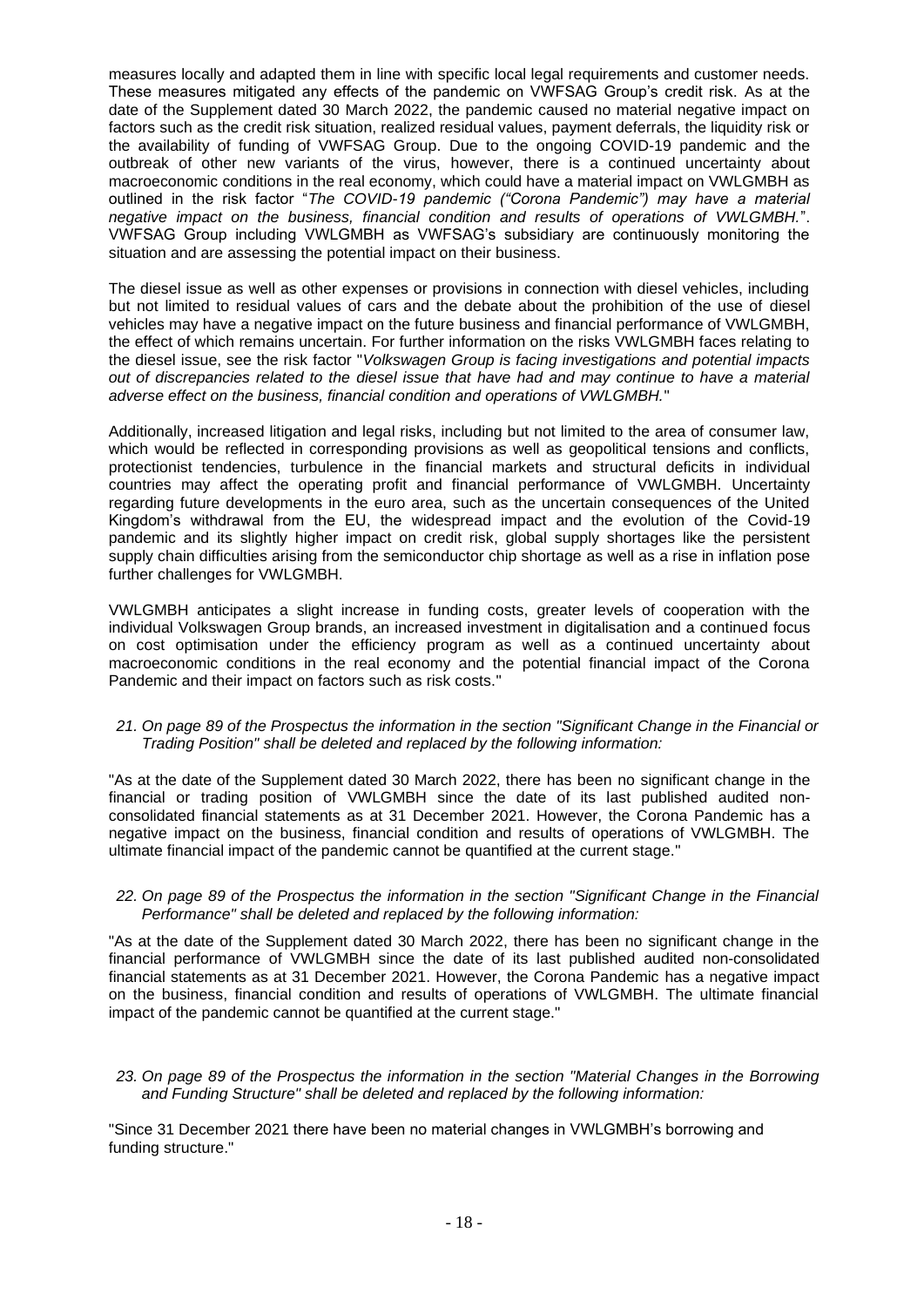measures locally and adapted them in line with specific local legal requirements and customer needs. These measures mitigated any effects of the pandemic on VWFSAG Group's credit risk. As at the date of the Supplement dated 30 March 2022, the pandemic caused no material negative impact on factors such as the credit risk situation, realized residual values, payment deferrals, the liquidity risk or the availability of funding of VWFSAG Group. Due to the ongoing COVID-19 pandemic and the outbreak of other new variants of the virus, however, there is a continued uncertainty about macroeconomic conditions in the real economy, which could have a material impact on VWLGMBH as outlined in the risk factor "*The COVID-19 pandemic ("Corona Pandemic") may have a material negative impact on the business, financial condition and results of operations of VWLGMBH.*". VWFSAG Group including VWLGMBH as VWFSAG's subsidiary are continuously monitoring the situation and are assessing the potential impact on their business.

The diesel issue as well as other expenses or provisions in connection with diesel vehicles, including but not limited to residual values of cars and the debate about the prohibition of the use of diesel vehicles may have a negative impact on the future business and financial performance of VWLGMBH, the effect of which remains uncertain. For further information on the risks VWLGMBH faces relating to the diesel issue, see the risk factor "*Volkswagen Group is facing investigations and potential impacts out of discrepancies related to the diesel issue that have had and may continue to have a material adverse effect on the business, financial condition and operations of VWLGMBH.*"

Additionally, increased litigation and legal risks, including but not limited to the area of consumer law, which would be reflected in corresponding provisions as well as geopolitical tensions and conflicts, protectionist tendencies, turbulence in the financial markets and structural deficits in individual countries may affect the operating profit and financial performance of VWLGMBH. Uncertainty regarding future developments in the euro area, such as the uncertain consequences of the United Kingdom's withdrawal from the EU, the widespread impact and the evolution of the Covid-19 pandemic and its slightly higher impact on credit risk, global supply shortages like the persistent supply chain difficulties arising from the semiconductor chip shortage as well as a rise in inflation pose further challenges for VWLGMBH.

VWLGMBH anticipates a slight increase in funding costs, greater levels of cooperation with the individual Volkswagen Group brands, an increased investment in digitalisation and a continued focus on cost optimisation under the efficiency program as well as a continued uncertainty about macroeconomic conditions in the real economy and the potential financial impact of the Corona Pandemic and their impact on factors such as risk costs."

21. *On page 89 of the Prospectus the information in the section "Significant Change in the Financial or Trading Position" shall be deleted and replaced by the following information:*

"As at the date of the Supplement dated 30 March 2022, there has been no significant change in the financial or trading position of VWLGMBH since the date of its last published audited non-consolidated financial statements as at 31 December 2021. However, the Corona Pandemic has a negative impact on the business, financial condition and results of operations of VWLGMBH. The ultimate financial impact of the pandemic cannot be quantified at the current stage."

22. *On page 89 of the Prospectus the information in the section "Significant Change in the Financial Performance" shall be deleted and replaced by the following information:*

"As at the date of the Supplement dated 30 March 2022, there has been no significant change in the financial performance of VWLGMBH since the date of its last published audited non-consolidated financial statements as at 31 December 2021. However, the Corona Pandemic has a negative impact on the business, financial condition and results of operations of VWLGMBH. The ultimate financial impact of the pandemic cannot be quantified at the current stage."

23. *On page 89 of the Prospectus the information in the section "Material Changes in the Borrowing and Funding Structure" shall be deleted and replaced by the following information:*

"Since 31 December 2021 there have been no material changes in VWLGMBH's borrowing and funding structure."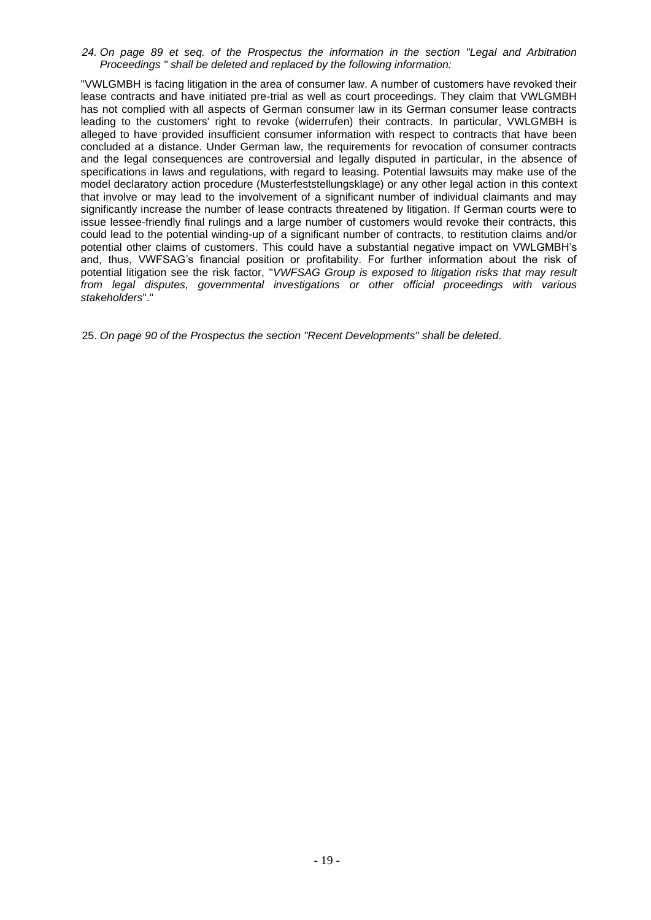*24. On page 89 et seq. of the Prospectus the information in the section "Legal and Arbitration Proceedings " shall be deleted and replaced by the following information:*

"VWLGMBH is facing litigation in the area of consumer law. A number of customers have revoked their lease contracts and have initiated pre-trial as well as court proceedings. They claim that VWLGMBH has not complied with all aspects of German consumer law in its German consumer lease contracts leading to the customers' right to revoke (widerrufen) their contracts. In particular, VWLGMBH is alleged to have provided insufficient consumer information with respect to contracts that have been concluded at a distance. Under German law, the requirements for revocation of consumer contracts and the legal consequences are controversial and legally disputed in particular, in the absence of specifications in laws and regulations, with regard to leasing. Potential lawsuits may make use of the model declaratory action procedure (Musterfeststellungsklage) or any other legal action in this context that involve or may lead to the involvement of a significant number of individual claimants and may significantly increase the number of lease contracts threatened by litigation. If German courts were to issue lessee-friendly final rulings and a large number of customers would revoke their contracts, this could lead to the potential winding-up of a significant number of contracts, to restitution claims and/or potential other claims of customers. This could have a substantial negative impact on VWLGMBH's and, thus, VWFSAG's financial position or profitability. For further information about the risk of potential litigation see the risk factor, "*VWFSAG Group is exposed to litigation risks that may result from legal disputes, governmental investigations or other official proceedings with various stakeholders*"."

25. *On page 90 of the Prospectus the section "Recent Developments" shall be deleted.*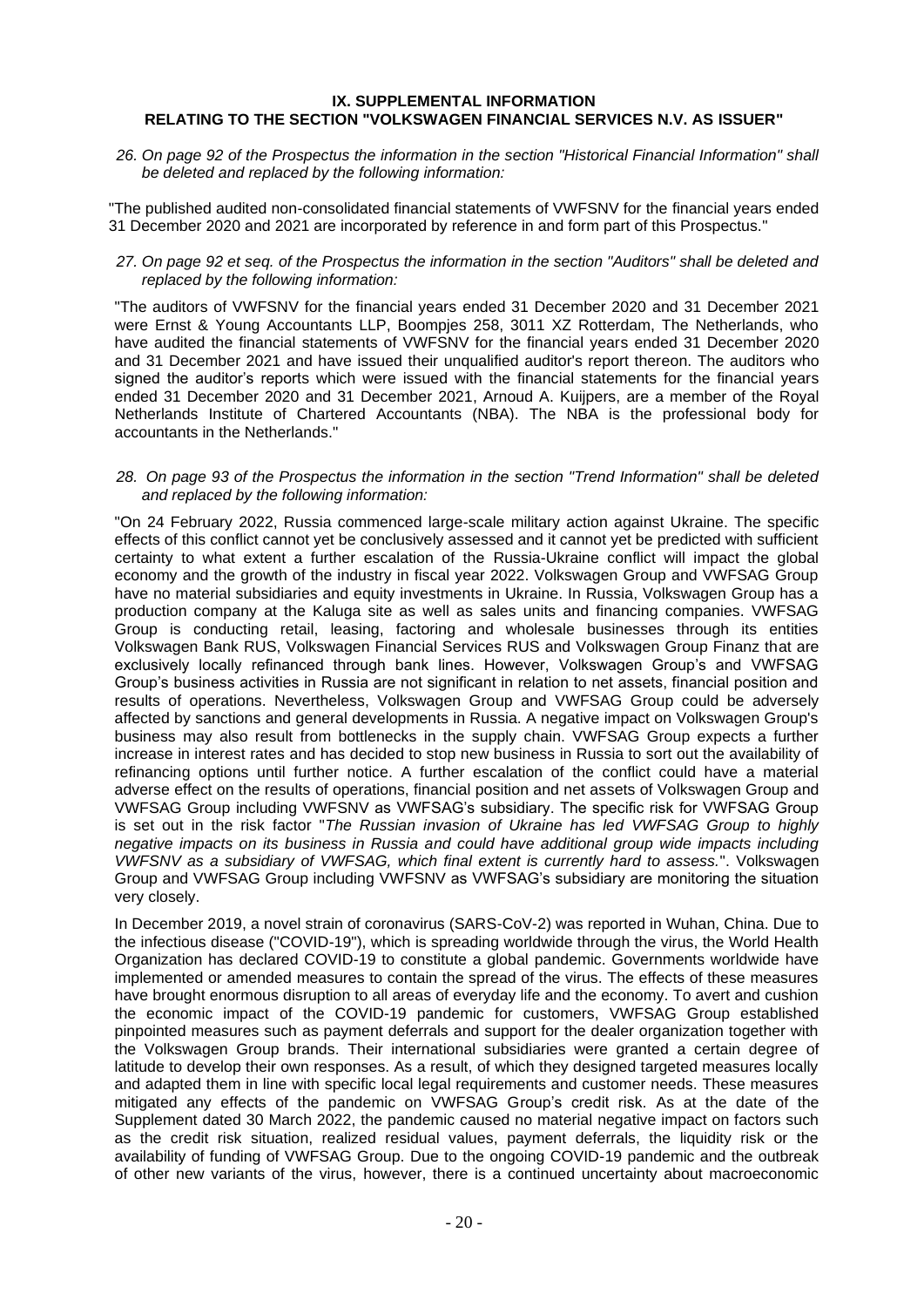**IX. SUPPLEMENTAL INFORMATION**
**RELATING TO THE SECTION "VOLKSWAGEN FINANCIAL SERVICES N.V. AS ISSUER"**

*26. On page 92 of the Prospectus the information in the section "Historical Financial Information" shall be deleted and replaced by the following information:*

"The published audited non-consolidated financial statements of VWFSNV for the financial years ended 31 December 2020 and 2021 are incorporated by reference in and form part of this Prospectus."

*27. On page 92 et seq. of the Prospectus the information in the section "Auditors" shall be deleted and replaced by the following information:*

"The auditors of VWFSNV for the financial years ended 31 December 2020 and 31 December 2021 were Ernst & Young Accountants LLP, Boompjes 258, 3011 XZ Rotterdam, The Netherlands, who have audited the financial statements of VWFSNV for the financial years ended 31 December 2020 and 31 December 2021 and have issued their unqualified auditor's report thereon. The auditors who signed the auditor's reports which were issued with the financial statements for the financial years ended 31 December 2020 and 31 December 2021, Arnoud A. Kuijpers, are a member of the Royal Netherlands Institute of Chartered Accountants (NBA). The NBA is the professional body for accountants in the Netherlands."

*28. On page 93 of the Prospectus the information in the section "Trend Information" shall be deleted and replaced by the following information:*

"On 24 February 2022, Russia commenced large-scale military action against Ukraine. The specific effects of this conflict cannot yet be conclusively assessed and it cannot yet be predicted with sufficient certainty to what extent a further escalation of the Russia-Ukraine conflict will impact the global economy and the growth of the industry in fiscal year 2022. Volkswagen Group and VWFSAG Group have no material subsidiaries and equity investments in Ukraine. In Russia, Volkswagen Group has a production company at the Kaluga site as well as sales units and financing companies. VWFSAG Group is conducting retail, leasing, factoring and wholesale businesses through its entities Volkswagen Bank RUS, Volkswagen Financial Services RUS and Volkswagen Group Finanz that are exclusively locally refinanced through bank lines. However, Volkswagen Group's and VWFSAG Group's business activities in Russia are not significant in relation to net assets, financial position and results of operations. Nevertheless, Volkswagen Group and VWFSAG Group could be adversely affected by sanctions and general developments in Russia. A negative impact on Volkswagen Group's business may also result from bottlenecks in the supply chain. VWFSAG Group expects a further increase in interest rates and has decided to stop new business in Russia to sort out the availability of refinancing options until further notice. A further escalation of the conflict could have a material adverse effect on the results of operations, financial position and net assets of Volkswagen Group and VWFSAG Group including VWFSNV as VWFSAG's subsidiary. The specific risk for VWFSAG Group is set out in the risk factor "*The Russian invasion of Ukraine has led VWFSAG Group to highly negative impacts on its business in Russia and could have additional group wide impacts including VWFSNV as a subsidiary of VWFSAG, which final extent is currently hard to assess.*". Volkswagen Group and VWFSAG Group including VWFSNV as VWFSAG's subsidiary are monitoring the situation very closely.

In December 2019, a novel strain of coronavirus (SARS-CoV-2) was reported in Wuhan, China. Due to the infectious disease ("COVID-19"), which is spreading worldwide through the virus, the World Health Organization has declared COVID-19 to constitute a global pandemic. Governments worldwide have implemented or amended measures to contain the spread of the virus. The effects of these measures have brought enormous disruption to all areas of everyday life and the economy. To avert and cushion the economic impact of the COVID-19 pandemic for customers, VWFSAG Group established pinpointed measures such as payment deferrals and support for the dealer organization together with the Volkswagen Group brands. Their international subsidiaries were granted a certain degree of latitude to develop their own responses. As a result, of which they designed targeted measures locally and adapted them in line with specific local legal requirements and customer needs. These measures mitigated any effects of the pandemic on VWFSAG Group's credit risk. As at the date of the Supplement dated 30 March 2022, the pandemic caused no material negative impact on factors such as the credit risk situation, realized residual values, payment deferrals, the liquidity risk or the availability of funding of VWFSAG Group. Due to the ongoing COVID-19 pandemic and the outbreak of other new variants of the virus, however, there is a continued uncertainty about macroeconomic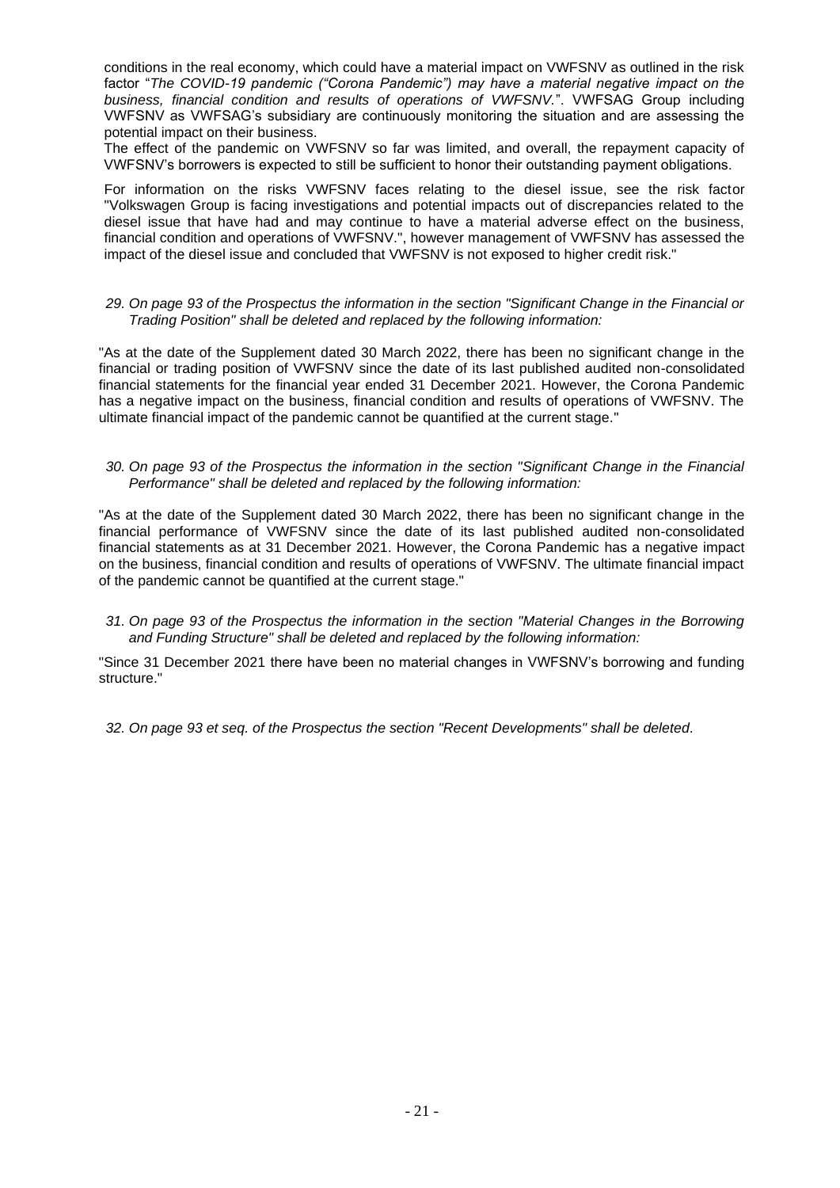conditions in the real economy, which could have a material impact on VWFSNV as outlined in the risk factor "*The COVID-19 pandemic ("Corona Pandemic") may have a material negative impact on the business, financial condition and results of operations of VWFSNV.*". VWFSAG Group including VWFSNV as VWFSAG's subsidiary are continuously monitoring the situation and are assessing the potential impact on their business.

The effect of the pandemic on VWFSNV so far was limited, and overall, the repayment capacity of VWFSNV's borrowers is expected to still be sufficient to honor their outstanding payment obligations.

For information on the risks VWFSNV faces relating to the diesel issue, see the risk factor "Volkswagen Group is facing investigations and potential impacts out of discrepancies related to the diesel issue that have had and may continue to have a material adverse effect on the business, financial condition and operations of VWFSNV.", however management of VWFSNV has assessed the impact of the diesel issue and concluded that VWFSNV is not exposed to higher credit risk."

*29. On page 93 of the Prospectus the information in the section "Significant Change in the Financial or Trading Position" shall be deleted and replaced by the following information:*

"As at the date of the Supplement dated 30 March 2022, there has been no significant change in the financial or trading position of VWFSNV since the date of its last published audited non-consolidated financial statements for the financial year ended 31 December 2021. However, the Corona Pandemic has a negative impact on the business, financial condition and results of operations of VWFSNV. The ultimate financial impact of the pandemic cannot be quantified at the current stage."

*30. On page 93 of the Prospectus the information in the section "Significant Change in the Financial Performance" shall be deleted and replaced by the following information:*

"As at the date of the Supplement dated 30 March 2022, there has been no significant change in the financial performance of VWFSNV since the date of its last published audited non-consolidated financial statements as at 31 December 2021. However, the Corona Pandemic has a negative impact on the business, financial condition and results of operations of VWFSNV. The ultimate financial impact of the pandemic cannot be quantified at the current stage."

*31. On page 93 of the Prospectus the information in the section "Material Changes in the Borrowing and Funding Structure" shall be deleted and replaced by the following information:*

"Since 31 December 2021 there have been no material changes in VWFSNV's borrowing and funding structure."

*32. On page 93 et seq. of the Prospectus the section "Recent Developments" shall be deleted.*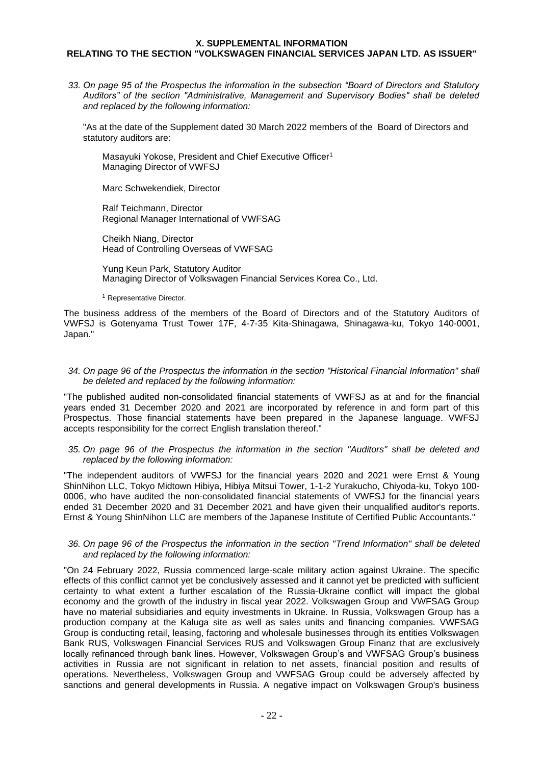# X. SUPPLEMENTAL INFORMATION
## RELATING TO THE SECTION "VOLKSWAGEN FINANCIAL SERVICES JAPAN LTD. AS ISSUER"

*33. On page 95 of the Prospectus the information in the subsection "Board of Directors and Statutory Auditors" of the section "Administrative, Management and Supervisory Bodies" shall be deleted and replaced by the following information:*

"As at the date of the Supplement dated 30 March 2022 members of the Board of Directors and statutory auditors are:

Masayuki Yokose, President and Chief Executive Officer[1]
Managing Director of VWFSJ

Marc Schwekendiek, Director

Ralf Teichmann, Director
Regional Manager International of VWFSAG

Cheikh Niang, Director
Head of Controlling Overseas of VWFSAG

Yung Keun Park, Statutory Auditor
Managing Director of Volkswagen Financial Services Korea Co., Ltd.

[1] Representative Director.

The business address of the members of the Board of Directors and of the Statutory Auditors of VWFSJ is Gotenyama Trust Tower 17F, 4-7-35 Kita-Shinagawa, Shinagawa-ku, Tokyo 140-0001, Japan."

*34. On page 96 of the Prospectus the information in the section "Historical Financial Information" shall be deleted and replaced by the following information:*

"The published audited non-consolidated financial statements of VWFSJ as at and for the financial years ended 31 December 2020 and 2021 are incorporated by reference in and form part of this Prospectus. Those financial statements have been prepared in the Japanese language. VWFSJ accepts responsibility for the correct English translation thereof."

*35. On page 96 of the Prospectus the information in the section "Auditors" shall be deleted and replaced by the following information:*

"The independent auditors of VWFSJ for the financial years 2020 and 2021 were Ernst & Young ShinNihon LLC, Tokyo Midtown Hibiya, Hibiya Mitsui Tower, 1-1-2 Yurakucho, Chiyoda-ku, Tokyo 100-0006, who have audited the non-consolidated financial statements of VWFSJ for the financial years ended 31 December 2020 and 31 December 2021 and have given their unqualified auditor's reports. Ernst & Young ShinNihon LLC are members of the Japanese Institute of Certified Public Accountants."

*36. On page 96 of the Prospectus the information in the section "Trend Information" shall be deleted and replaced by the following information:*

"On 24 February 2022, Russia commenced large-scale military action against Ukraine. The specific effects of this conflict cannot yet be conclusively assessed and it cannot yet be predicted with sufficient certainty to what extent a further escalation of the Russia-Ukraine conflict will impact the global economy and the growth of the industry in fiscal year 2022. Volkswagen Group and VWFSAG Group have no material subsidiaries and equity investments in Ukraine. In Russia, Volkswagen Group has a production company at the Kaluga site as well as sales units and financing companies. VWFSAG Group is conducting retail, leasing, factoring and wholesale businesses through its entities Volkswagen Bank RUS, Volkswagen Financial Services RUS and Volkswagen Group Finanz that are exclusively locally refinanced through bank lines. However, Volkswagen Group's and VWFSAG Group's business activities in Russia are not significant in relation to net assets, financial position and results of operations. Nevertheless, Volkswagen Group and VWFSAG Group could be adversely affected by sanctions and general developments in Russia. A negative impact on Volkswagen Group's business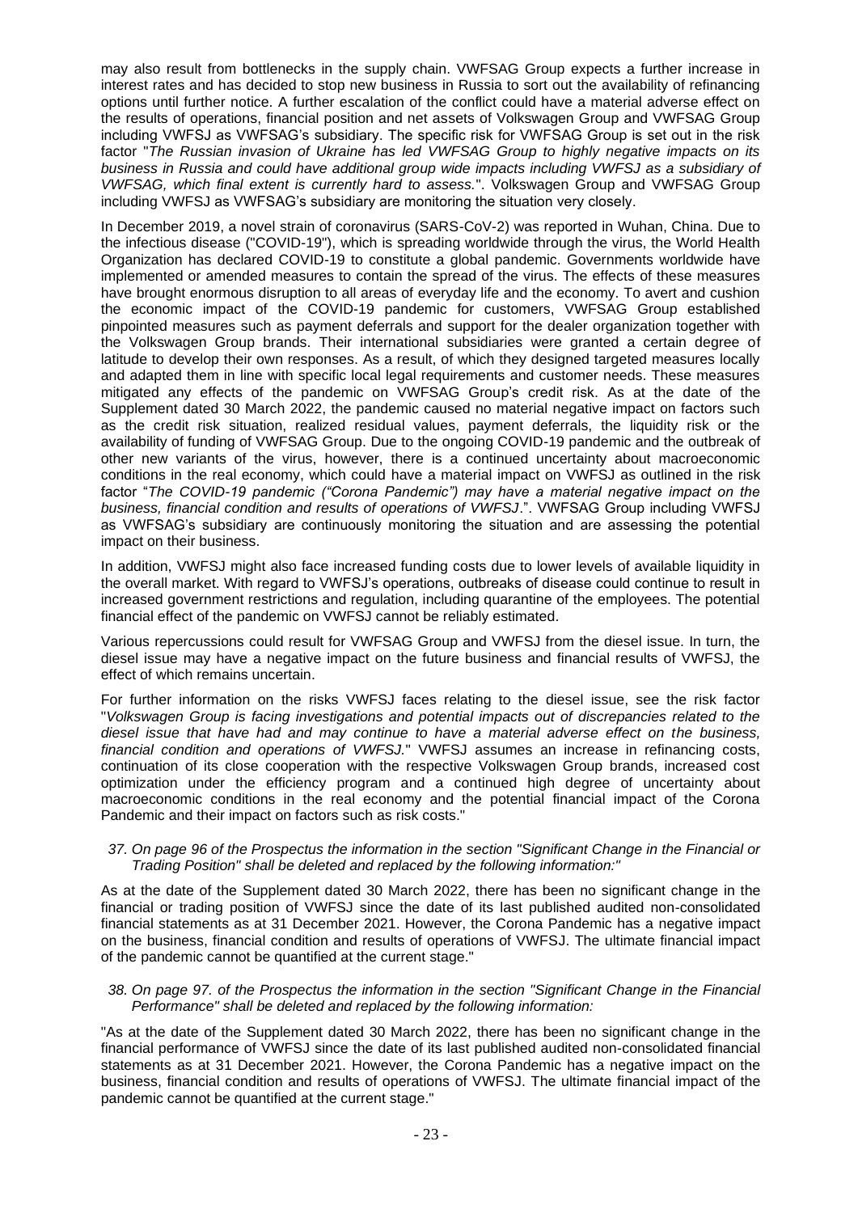may also result from bottlenecks in the supply chain. VWFSAG Group expects a further increase in interest rates and has decided to stop new business in Russia to sort out the availability of refinancing options until further notice. A further escalation of the conflict could have a material adverse effect on the results of operations, financial position and net assets of Volkswagen Group and VWFSAG Group including VWFSJ as VWFSAG's subsidiary. The specific risk for VWFSAG Group is set out in the risk factor "*The Russian invasion of Ukraine has led VWFSAG Group to highly negative impacts on its business in Russia and could have additional group wide impacts including VWFSJ as a subsidiary of VWFSAG, which final extent is currently hard to assess.*". Volkswagen Group and VWFSAG Group including VWFSJ as VWFSAG's subsidiary are monitoring the situation very closely.

In December 2019, a novel strain of coronavirus (SARS-CoV-2) was reported in Wuhan, China. Due to the infectious disease ("COVID-19"), which is spreading worldwide through the virus, the World Health Organization has declared COVID-19 to constitute a global pandemic. Governments worldwide have implemented or amended measures to contain the spread of the virus. The effects of these measures have brought enormous disruption to all areas of everyday life and the economy. To avert and cushion the economic impact of the COVID-19 pandemic for customers, VWFSAG Group established pinpointed measures such as payment deferrals and support for the dealer organization together with the Volkswagen Group brands. Their international subsidiaries were granted a certain degree of latitude to develop their own responses. As a result, of which they designed targeted measures locally and adapted them in line with specific local legal requirements and customer needs. These measures mitigated any effects of the pandemic on VWFSAG Group's credit risk. As at the date of the Supplement dated 30 March 2022, the pandemic caused no material negative impact on factors such as the credit risk situation, realized residual values, payment deferrals, the liquidity risk or the availability of funding of VWFSAG Group. Due to the ongoing COVID-19 pandemic and the outbreak of other new variants of the virus, however, there is a continued uncertainty about macroeconomic conditions in the real economy, which could have a material impact on VWFSJ as outlined in the risk factor "*The COVID-19 pandemic ("Corona Pandemic") may have a material negative impact on the business, financial condition and results of operations of VWFSJ*.". VWFSAG Group including VWFSJ as VWFSAG's subsidiary are continuously monitoring the situation and are assessing the potential impact on their business.

In addition, VWFSJ might also face increased funding costs due to lower levels of available liquidity in the overall market. With regard to VWFSJ's operations, outbreaks of disease could continue to result in increased government restrictions and regulation, including quarantine of the employees. The potential financial effect of the pandemic on VWFSJ cannot be reliably estimated.

Various repercussions could result for VWFSAG Group and VWFSJ from the diesel issue. In turn, the diesel issue may have a negative impact on the future business and financial results of VWFSJ, the effect of which remains uncertain.

For further information on the risks VWFSJ faces relating to the diesel issue, see the risk factor "*Volkswagen Group is facing investigations and potential impacts out of discrepancies related to the diesel issue that have had and may continue to have a material adverse effect on the business, financial condition and operations of VWFSJ.*" VWFSJ assumes an increase in refinancing costs, continuation of its close cooperation with the respective Volkswagen Group brands, increased cost optimization under the efficiency program and a continued high degree of uncertainty about macroeconomic conditions in the real economy and the potential financial impact of the Corona Pandemic and their impact on factors such as risk costs."

*37. On page 96 of the Prospectus the information in the section "Significant Change in the Financial or Trading Position" shall be deleted and replaced by the following information:"*

As at the date of the Supplement dated 30 March 2022, there has been no significant change in the financial or trading position of VWFSJ since the date of its last published audited non-consolidated financial statements as at 31 December 2021. However, the Corona Pandemic has a negative impact on the business, financial condition and results of operations of VWFSJ. The ultimate financial impact of the pandemic cannot be quantified at the current stage."

*38. On page 97. of the Prospectus the information in the section "Significant Change in the Financial Performance" shall be deleted and replaced by the following information:*

"As at the date of the Supplement dated 30 March 2022, there has been no significant change in the financial performance of VWFSJ since the date of its last published audited non-consolidated financial statements as at 31 December 2021. However, the Corona Pandemic has a negative impact on the business, financial condition and results of operations of VWFSJ. The ultimate financial impact of the pandemic cannot be quantified at the current stage."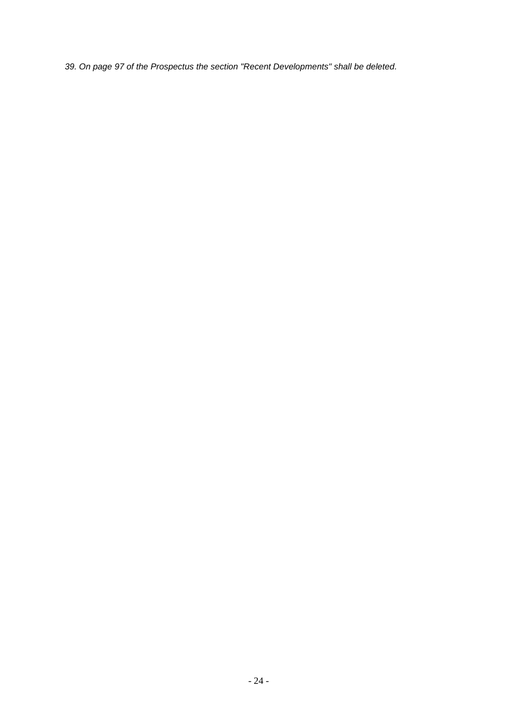*39. On page 97 of the Prospectus the section "Recent Developments" shall be deleted.*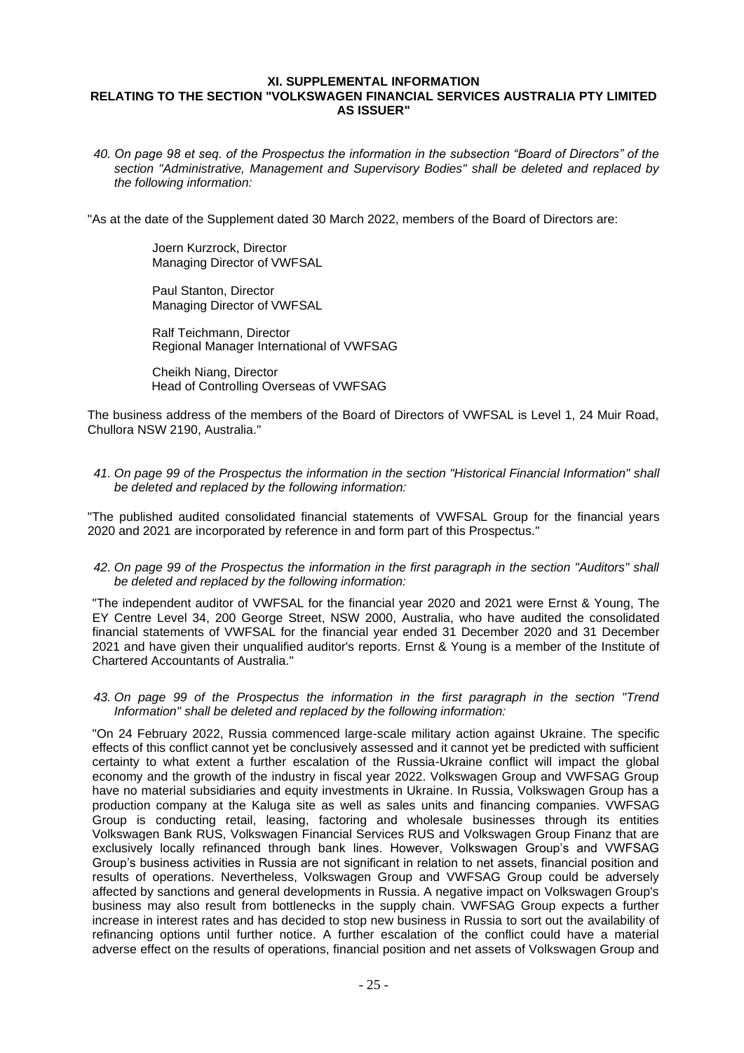# XI. SUPPLEMENTAL INFORMATION
## RELATING TO THE SECTION "VOLKSWAGEN FINANCIAL SERVICES AUSTRALIA PTY LIMITED AS ISSUER"

*40. On page 98 et seq. of the Prospectus the information in the subsection "Board of Directors" of the section "Administrative, Management and Supervisory Bodies" shall be deleted and replaced by the following information:*

"As at the date of the Supplement dated 30 March 2022, members of the Board of Directors are:

Joern Kurzrock, Director
Managing Director of VWFSAL

Paul Stanton, Director
Managing Director of VWFSAL

Ralf Teichmann, Director
Regional Manager International of VWFSAG

Cheikh Niang, Director
Head of Controlling Overseas of VWFSAG

The business address of the members of the Board of Directors of VWFSAL is Level 1, 24 Muir Road, Chullora NSW 2190, Australia."

*41. On page 99 of the Prospectus the information in the section "Historical Financial Information" shall be deleted and replaced by the following information:*

"The published audited consolidated financial statements of VWFSAL Group for the financial years 2020 and 2021 are incorporated by reference in and form part of this Prospectus."

*42. On page 99 of the Prospectus the information in the first paragraph in the section "Auditors" shall be deleted and replaced by the following information:*

"The independent auditor of VWFSAL for the financial year 2020 and 2021 were Ernst & Young, The EY Centre Level 34, 200 George Street, NSW 2000, Australia, who have audited the consolidated financial statements of VWFSAL for the financial year ended 31 December 2020 and 31 December 2021 and have given their unqualified auditor's reports. Ernst & Young is a member of the Institute of Chartered Accountants of Australia."

*43. On page 99 of the Prospectus the information in the first paragraph in the section "Trend Information" shall be deleted and replaced by the following information:*

"On 24 February 2022, Russia commenced large-scale military action against Ukraine. The specific effects of this conflict cannot yet be conclusively assessed and it cannot yet be predicted with sufficient certainty to what extent a further escalation of the Russia-Ukraine conflict will impact the global economy and the growth of the industry in fiscal year 2022. Volkswagen Group and VWFSAG Group have no material subsidiaries and equity investments in Ukraine. In Russia, Volkswagen Group has a production company at the Kaluga site as well as sales units and financing companies. VWFSAG Group is conducting retail, leasing, factoring and wholesale businesses through its entities Volkswagen Bank RUS, Volkswagen Financial Services RUS and Volkswagen Group Finanz that are exclusively locally refinanced through bank lines. However, Volkswagen Group's and VWFSAG Group's business activities in Russia are not significant in relation to net assets, financial position and results of operations. Nevertheless, Volkswagen Group and VWFSAG Group could be adversely affected by sanctions and general developments in Russia. A negative impact on Volkswagen Group's business may also result from bottlenecks in the supply chain. VWFSAG Group expects a further increase in interest rates and has decided to stop new business in Russia to sort out the availability of refinancing options until further notice. A further escalation of the conflict could have a material adverse effect on the results of operations, financial position and net assets of Volkswagen Group and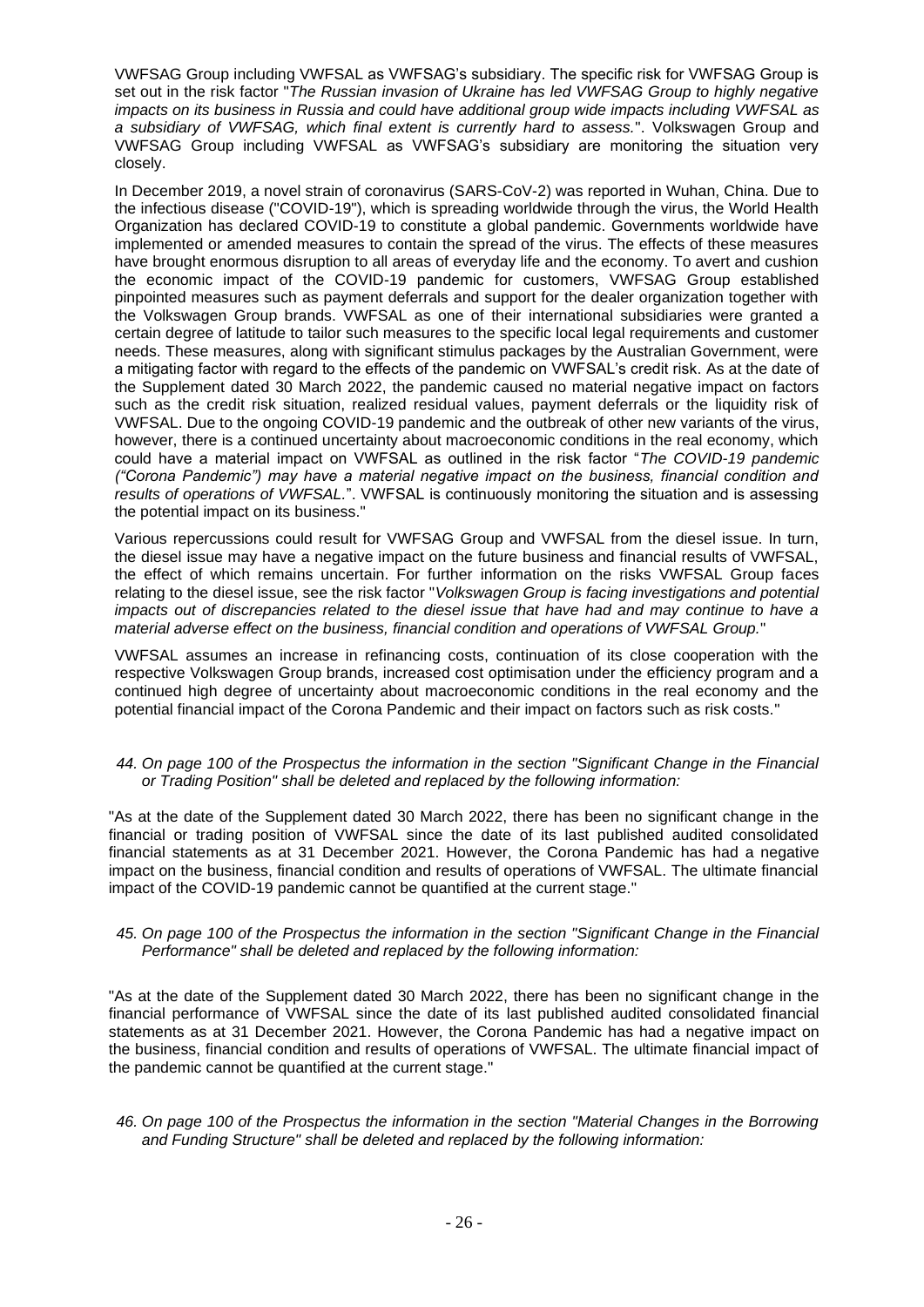VWFSAG Group including VWFSAL as VWFSAG's subsidiary. The specific risk for VWFSAG Group is set out in the risk factor "*The Russian invasion of Ukraine has led VWFSAG Group to highly negative impacts on its business in Russia and could have additional group wide impacts including VWFSAL as a subsidiary of VWFSAG, which final extent is currently hard to assess.*". Volkswagen Group and VWFSAG Group including VWFSAL as VWFSAG's subsidiary are monitoring the situation very closely.

In December 2019, a novel strain of coronavirus (SARS-CoV-2) was reported in Wuhan, China. Due to the infectious disease ("COVID-19"), which is spreading worldwide through the virus, the World Health Organization has declared COVID-19 to constitute a global pandemic. Governments worldwide have implemented or amended measures to contain the spread of the virus. The effects of these measures have brought enormous disruption to all areas of everyday life and the economy. To avert and cushion the economic impact of the COVID-19 pandemic for customers, VWFSAG Group established pinpointed measures such as payment deferrals and support for the dealer organization together with the Volkswagen Group brands. VWFSAL as one of their international subsidiaries were granted a certain degree of latitude to tailor such measures to the specific local legal requirements and customer needs. These measures, along with significant stimulus packages by the Australian Government, were a mitigating factor with regard to the effects of the pandemic on VWFSAL's credit risk. As at the date of the Supplement dated 30 March 2022, the pandemic caused no material negative impact on factors such as the credit risk situation, realized residual values, payment deferrals or the liquidity risk of VWFSAL. Due to the ongoing COVID-19 pandemic and the outbreak of other new variants of the virus, however, there is a continued uncertainty about macroeconomic conditions in the real economy, which could have a material impact on VWFSAL as outlined in the risk factor "*The COVID-19 pandemic ("Corona Pandemic") may have a material negative impact on the business, financial condition and results of operations of VWFSAL.*". VWFSAL is continuously monitoring the situation and is assessing the potential impact on its business."

Various repercussions could result for VWFSAG Group and VWFSAL from the diesel issue. In turn, the diesel issue may have a negative impact on the future business and financial results of VWFSAL, the effect of which remains uncertain. For further information on the risks VWFSAL Group faces relating to the diesel issue, see the risk factor "*Volkswagen Group is facing investigations and potential impacts out of discrepancies related to the diesel issue that have had and may continue to have a material adverse effect on the business, financial condition and operations of VWFSAL Group.*"

VWFSAL assumes an increase in refinancing costs, continuation of its close cooperation with the respective Volkswagen Group brands, increased cost optimisation under the efficiency program and a continued high degree of uncertainty about macroeconomic conditions in the real economy and the potential financial impact of the Corona Pandemic and their impact on factors such as risk costs."

*44. On page 100 of the Prospectus the information in the section "Significant Change in the Financial or Trading Position" shall be deleted and replaced by the following information:*

"As at the date of the Supplement dated 30 March 2022, there has been no significant change in the financial or trading position of VWFSAL since the date of its last published audited consolidated financial statements as at 31 December 2021. However, the Corona Pandemic has had a negative impact on the business, financial condition and results of operations of VWFSAL. The ultimate financial impact of the COVID-19 pandemic cannot be quantified at the current stage."

*45. On page 100 of the Prospectus the information in the section "Significant Change in the Financial Performance" shall be deleted and replaced by the following information:*

"As at the date of the Supplement dated 30 March 2022, there has been no significant change in the financial performance of VWFSAL since the date of its last published audited consolidated financial statements as at 31 December 2021. However, the Corona Pandemic has had a negative impact on the business, financial condition and results of operations of VWFSAL. The ultimate financial impact of the pandemic cannot be quantified at the current stage."

*46. On page 100 of the Prospectus the information in the section "Material Changes in the Borrowing and Funding Structure" shall be deleted and replaced by the following information:*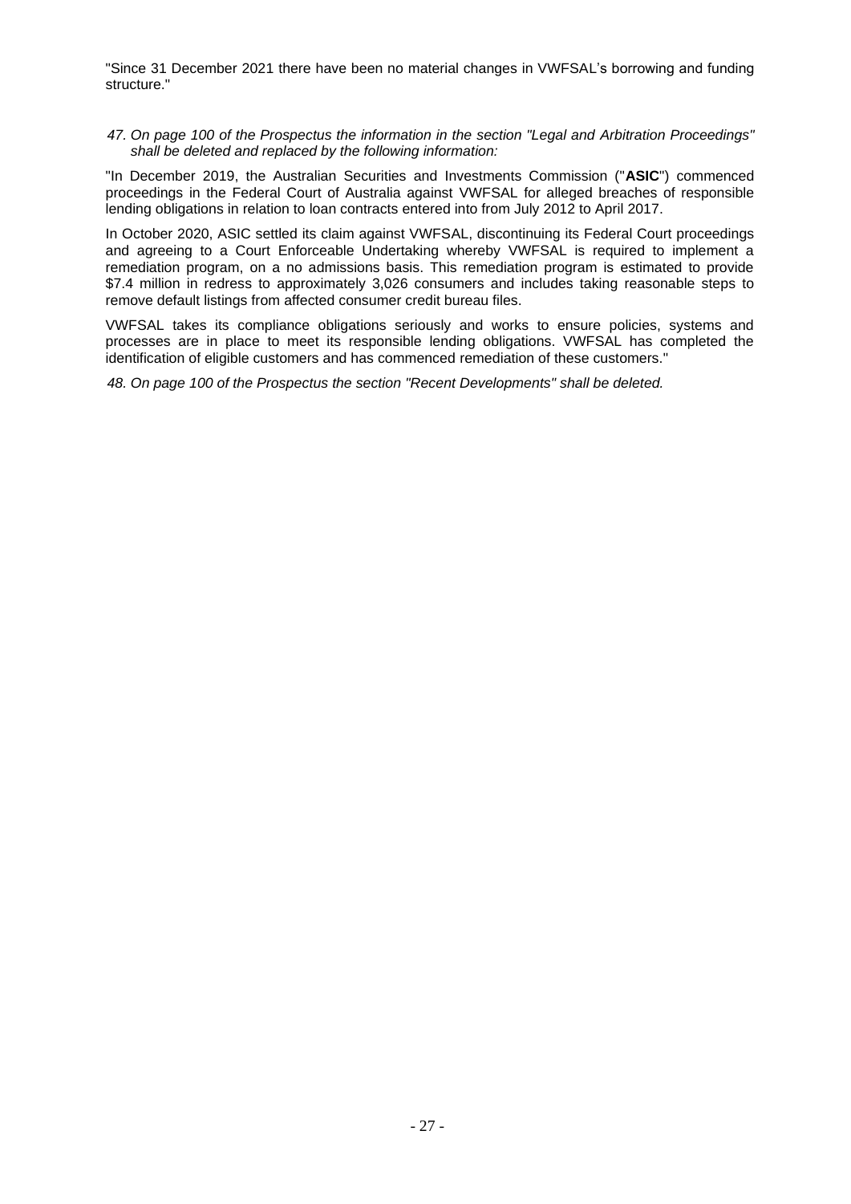"Since 31 December 2021 there have been no material changes in VWFSAL's borrowing and funding structure."

*47. On page 100 of the Prospectus the information in the section "Legal and Arbitration Proceedings" shall be deleted and replaced by the following information:*

"In December 2019, the Australian Securities and Investments Commission ("**ASIC**") commenced proceedings in the Federal Court of Australia against VWFSAL for alleged breaches of responsible lending obligations in relation to loan contracts entered into from July 2012 to April 2017.

In October 2020, ASIC settled its claim against VWFSAL, discontinuing its Federal Court proceedings and agreeing to a Court Enforceable Undertaking whereby VWFSAL is required to implement a remediation program, on a no admissions basis. This remediation program is estimated to provide $7.4 million in redress to approximately 3,026 consumers and includes taking reasonable steps to remove default listings from affected consumer credit bureau files.

VWFSAL takes its compliance obligations seriously and works to ensure policies, systems and processes are in place to meet its responsible lending obligations. VWFSAL has completed the identification of eligible customers and has commenced remediation of these customers."

*48. On page 100 of the Prospectus the section "Recent Developments" shall be deleted.*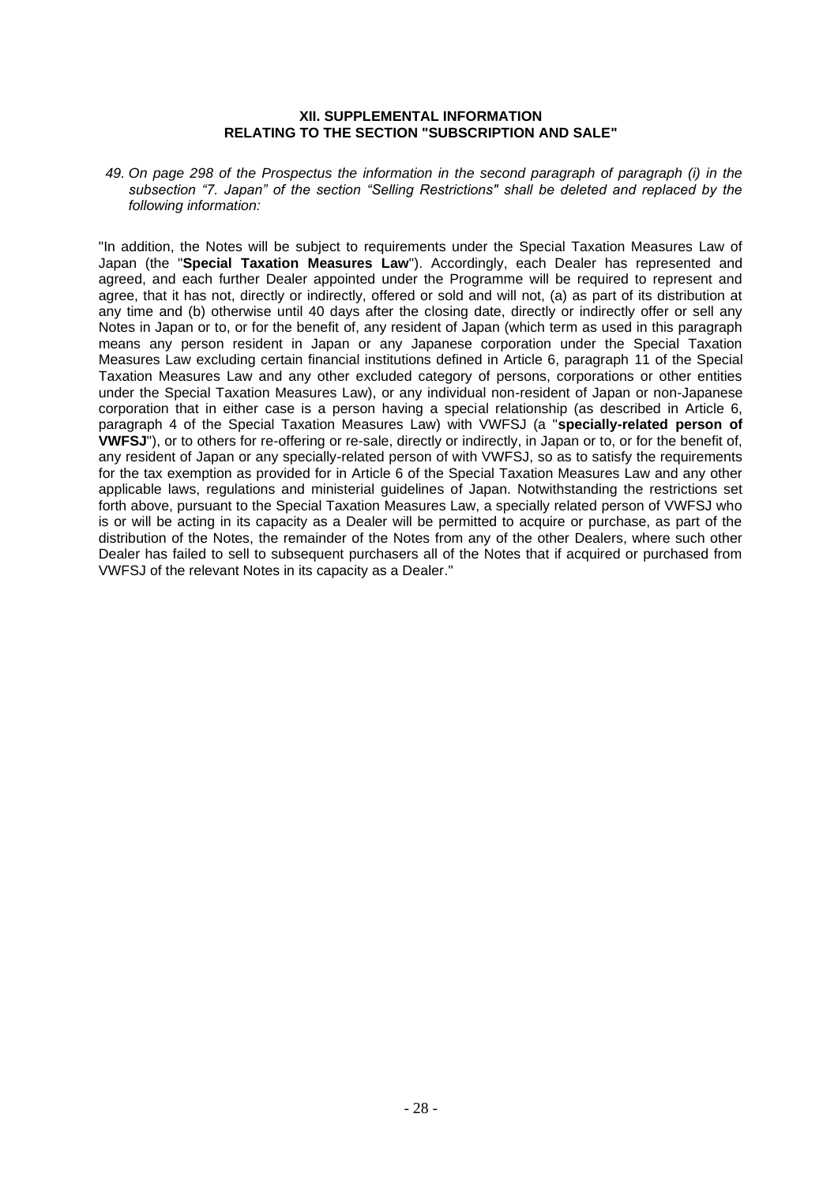**XII. SUPPLEMENTAL INFORMATION**
**RELATING TO THE SECTION "SUBSCRIPTION AND SALE"**

*49. On page 298 of the Prospectus the information in the second paragraph of paragraph (i) in the subsection "7. Japan" of the section "Selling Restrictions" shall be deleted and replaced by the following information:*

"In addition, the Notes will be subject to requirements under the Special Taxation Measures Law of Japan (the "**Special Taxation Measures Law**"). Accordingly, each Dealer has represented and agreed, and each further Dealer appointed under the Programme will be required to represent and agree, that it has not, directly or indirectly, offered or sold and will not, (a) as part of its distribution at any time and (b) otherwise until 40 days after the closing date, directly or indirectly offer or sell any Notes in Japan or to, or for the benefit of, any resident of Japan (which term as used in this paragraph means any person resident in Japan or any Japanese corporation under the Special Taxation Measures Law excluding certain financial institutions defined in Article 6, paragraph 11 of the Special Taxation Measures Law and any other excluded category of persons, corporations or other entities under the Special Taxation Measures Law), or any individual non-resident of Japan or non-Japanese corporation that in either case is a person having a special relationship (as described in Article 6, paragraph 4 of the Special Taxation Measures Law) with VWFSJ (a "**specially-related person of VWFSJ**"), or to others for re-offering or re-sale, directly or indirectly, in Japan or to, or for the benefit of, any resident of Japan or any specially-related person of with VWFSJ, so as to satisfy the requirements for the tax exemption as provided for in Article 6 of the Special Taxation Measures Law and any other applicable laws, regulations and ministerial guidelines of Japan. Notwithstanding the restrictions set forth above, pursuant to the Special Taxation Measures Law, a specially related person of VWFSJ who is or will be acting in its capacity as a Dealer will be permitted to acquire or purchase, as part of the distribution of the Notes, the remainder of the Notes from any of the other Dealers, where such other Dealer has failed to sell to subsequent purchasers all of the Notes that if acquired or purchased from VWFSJ of the relevant Notes in its capacity as a Dealer."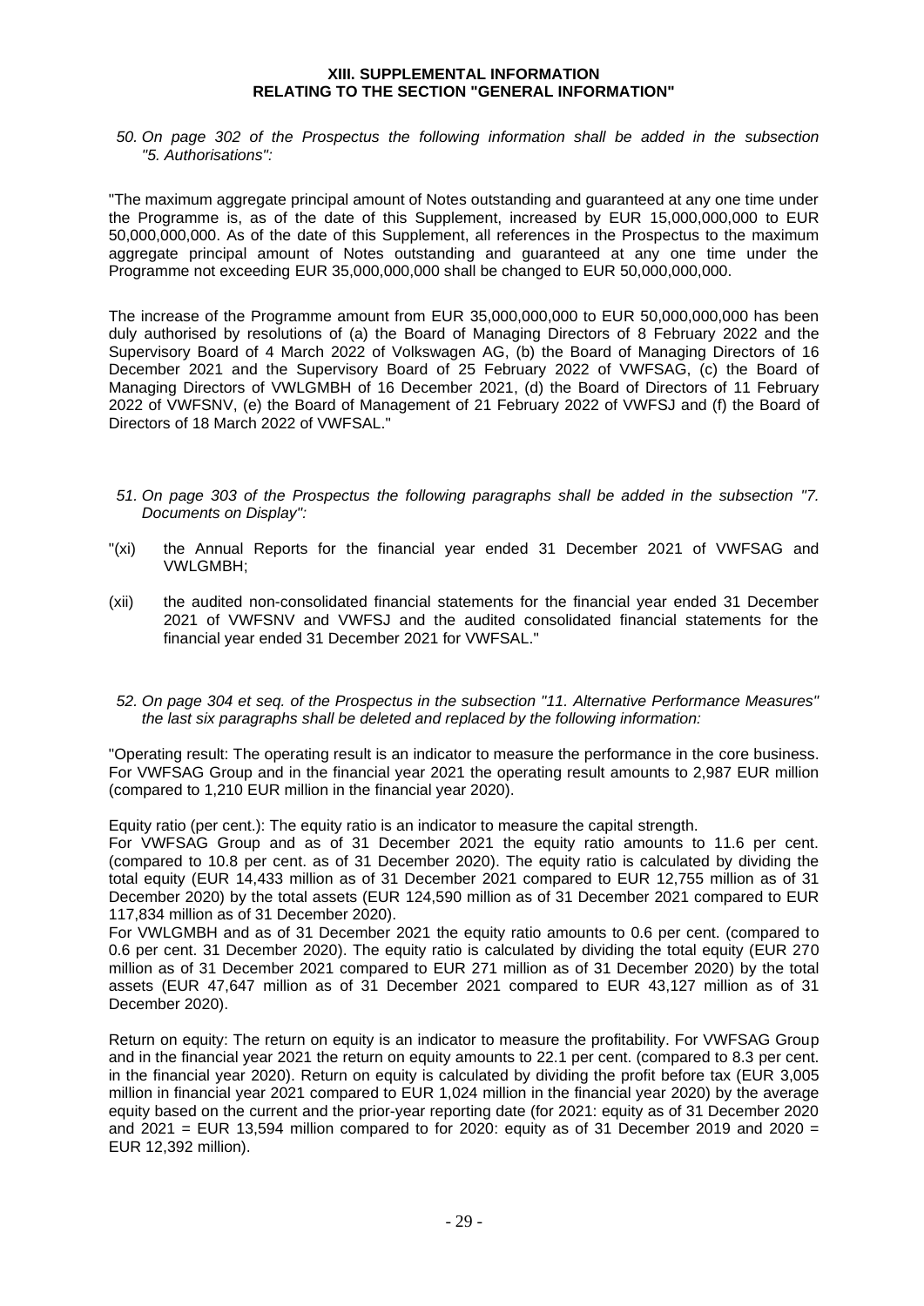# XIII. SUPPLEMENTAL INFORMATION RELATING TO THE SECTION "GENERAL INFORMATION"

*50. On page 302 of the Prospectus the following information shall be added in the subsection "5. Authorisations":*

"The maximum aggregate principal amount of Notes outstanding and guaranteed at any one time under the Programme is, as of the date of this Supplement, increased by EUR 15,000,000,000 to EUR 50,000,000,000. As of the date of this Supplement, all references in the Prospectus to the maximum aggregate principal amount of Notes outstanding and guaranteed at any one time under the Programme not exceeding EUR 35,000,000,000 shall be changed to EUR 50,000,000,000.

The increase of the Programme amount from EUR 35,000,000,000 to EUR 50,000,000,000 has been duly authorised by resolutions of (a) the Board of Managing Directors of 8 February 2022 and the Supervisory Board of 4 March 2022 of Volkswagen AG, (b) the Board of Managing Directors of 16 December 2021 and the Supervisory Board of 25 February 2022 of VWFSAG, (c) the Board of Managing Directors of VWLGMBH of 16 December 2021, (d) the Board of Directors of 11 February 2022 of VWFSNV, (e) the Board of Management of 21 February 2022 of VWFSJ and (f) the Board of Directors of 18 March 2022 of VWFSAL."

*51. On page 303 of the Prospectus the following paragraphs shall be added in the subsection "7. Documents on Display":*

"(xi) the Annual Reports for the financial year ended 31 December 2021 of VWFSAG and VWLGMBH;

(xii) the audited non-consolidated financial statements for the financial year ended 31 December 2021 of VWFSNV and VWFSJ and the audited consolidated financial statements for the financial year ended 31 December 2021 for VWFSAL."

*52. On page 304 et seq. of the Prospectus in the subsection "11. Alternative Performance Measures" the last six paragraphs shall be deleted and replaced by the following information:*

"Operating result: The operating result is an indicator to measure the performance in the core business. For VWFSAG Group and in the financial year 2021 the operating result amounts to 2,987 EUR million (compared to 1,210 EUR million in the financial year 2020).

Equity ratio (per cent.): The equity ratio is an indicator to measure the capital strength.
For VWFSAG Group and as of 31 December 2021 the equity ratio amounts to 11.6 per cent. (compared to 10.8 per cent. as of 31 December 2020). The equity ratio is calculated by dividing the total equity (EUR 14,433 million as of 31 December 2021 compared to EUR 12,755 million as of 31 December 2020) by the total assets (EUR 124,590 million as of 31 December 2021 compared to EUR 117,834 million as of 31 December 2020).
For VWLGMBH and as of 31 December 2021 the equity ratio amounts to 0.6 per cent. (compared to 0.6 per cent. 31 December 2020). The equity ratio is calculated by dividing the total equity (EUR 270 million as of 31 December 2021 compared to EUR 271 million as of 31 December 2020) by the total assets (EUR 47,647 million as of 31 December 2021 compared to EUR 43,127 million as of 31 December 2020).

Return on equity: The return on equity is an indicator to measure the profitability. For VWFSAG Group and in the financial year 2021 the return on equity amounts to 22.1 per cent. (compared to 8.3 per cent. in the financial year 2020). Return on equity is calculated by dividing the profit before tax (EUR 3,005 million in financial year 2021 compared to EUR 1,024 million in the financial year 2020) by the average equity based on the current and the prior-year reporting date (for 2021: equity as of 31 December 2020 and 2021 = EUR 13,594 million compared to for 2020: equity as of 31 December 2019 and 2020 = EUR 12,392 million).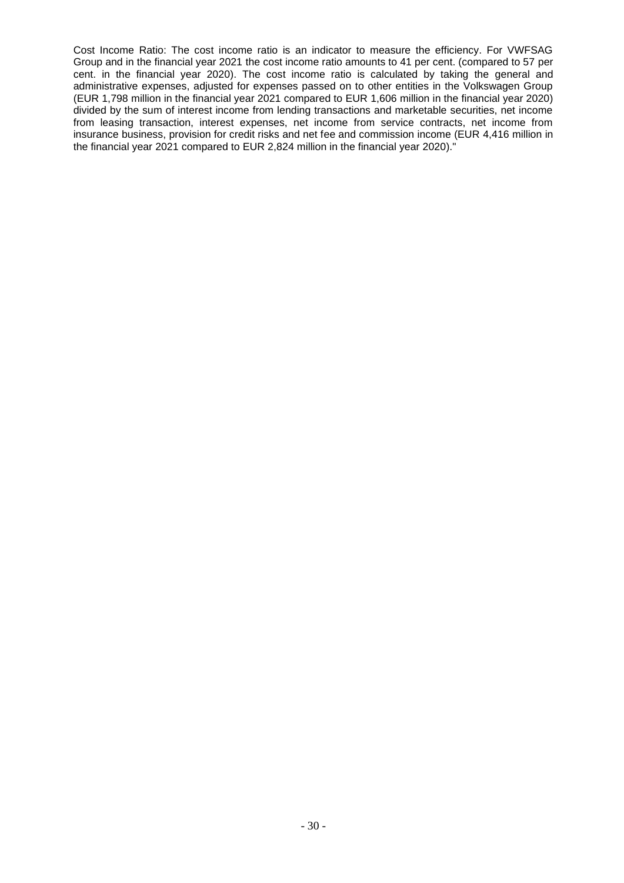Cost Income Ratio: The cost income ratio is an indicator to measure the efficiency. For VWFSAG Group and in the financial year 2021 the cost income ratio amounts to 41 per cent. (compared to 57 per cent. in the financial year 2020). The cost income ratio is calculated by taking the general and administrative expenses, adjusted for expenses passed on to other entities in the Volkswagen Group (EUR 1,798 million in the financial year 2021 compared to EUR 1,606 million in the financial year 2020) divided by the sum of interest income from lending transactions and marketable securities, net income from leasing transaction, interest expenses, net income from service contracts, net income from insurance business, provision for credit risks and net fee and commission income (EUR 4,416 million in the financial year 2021 compared to EUR 2,824 million in the financial year 2020)."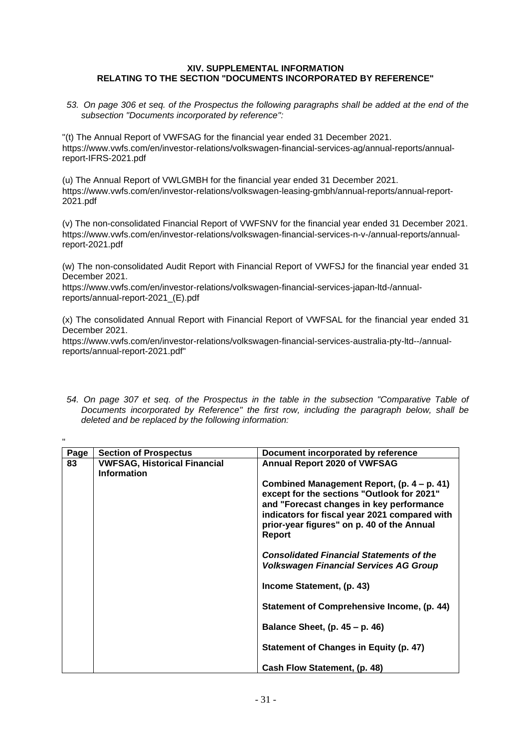**XIV. SUPPLEMENTAL INFORMATION**
**RELATING TO THE SECTION "DOCUMENTS INCORPORATED BY REFERENCE"**

*53. On page 306 et seq. of the Prospectus the following paragraphs shall be added at the end of the subsection "Documents incorporated by reference":*

"(t) The Annual Report of VWFSAG for the financial year ended 31 December 2021.
https://www.vwfs.com/en/investor-relations/volkswagen-financial-services-ag/annual-reports/annual-report-IFRS-2021.pdf

(u) The Annual Report of VWLGMBH for the financial year ended 31 December 2021.
https://www.vwfs.com/en/investor-relations/volkswagen-leasing-gmbh/annual-reports/annual-report-2021.pdf

(v) The non-consolidated Financial Report of VWFSNV for the financial year ended 31 December 2021.
https://www.vwfs.com/en/investor-relations/volkswagen-financial-services-n-v-/annual-reports/annual-report-2021.pdf

(w) The non-consolidated Audit Report with Financial Report of VWFSJ for the financial year ended 31 December 2021.
https://www.vwfs.com/en/investor-relations/volkswagen-financial-services-japan-ltd-/annual-reports/annual-report-2021_(E).pdf

(x) The consolidated Annual Report with Financial Report of VWFSAL for the financial year ended 31 December 2021.
https://www.vwfs.com/en/investor-relations/volkswagen-financial-services-australia-pty-ltd--/annual-reports/annual-report-2021.pdf"

*54. On page 307 et seq. of the Prospectus in the table in the subsection "Comparative Table of Documents incorporated by Reference" the first row, including the paragraph below, shall be deleted and be replaced by the following information:*

"

| Page | Section of Prospectus | Document incorporated by reference |
|---|---|---|
| **83** | **VWFSAG, Historical Financial Information** | **Annual Report 2020 of VWFSAG**<br><br>**Combined Management Report, (p. 4 – p. 41) except for the sections "Outlook for 2021" and "Forecast changes in key performance indicators for fiscal year 2021 compared with prior-year figures" on p. 40 of the Annual Report**<br><br>***Consolidated Financial Statements of the Volkswagen Financial Services AG Group***<br><br>**Income Statement, (p. 43)**<br><br>**Statement of Comprehensive Income, (p. 44)**<br><br>**Balance Sheet, (p. 45 – p. 46)**<br><br>**Statement of Changes in Equity (p. 47)**<br><br>**Cash Flow Statement, (p. 48)** |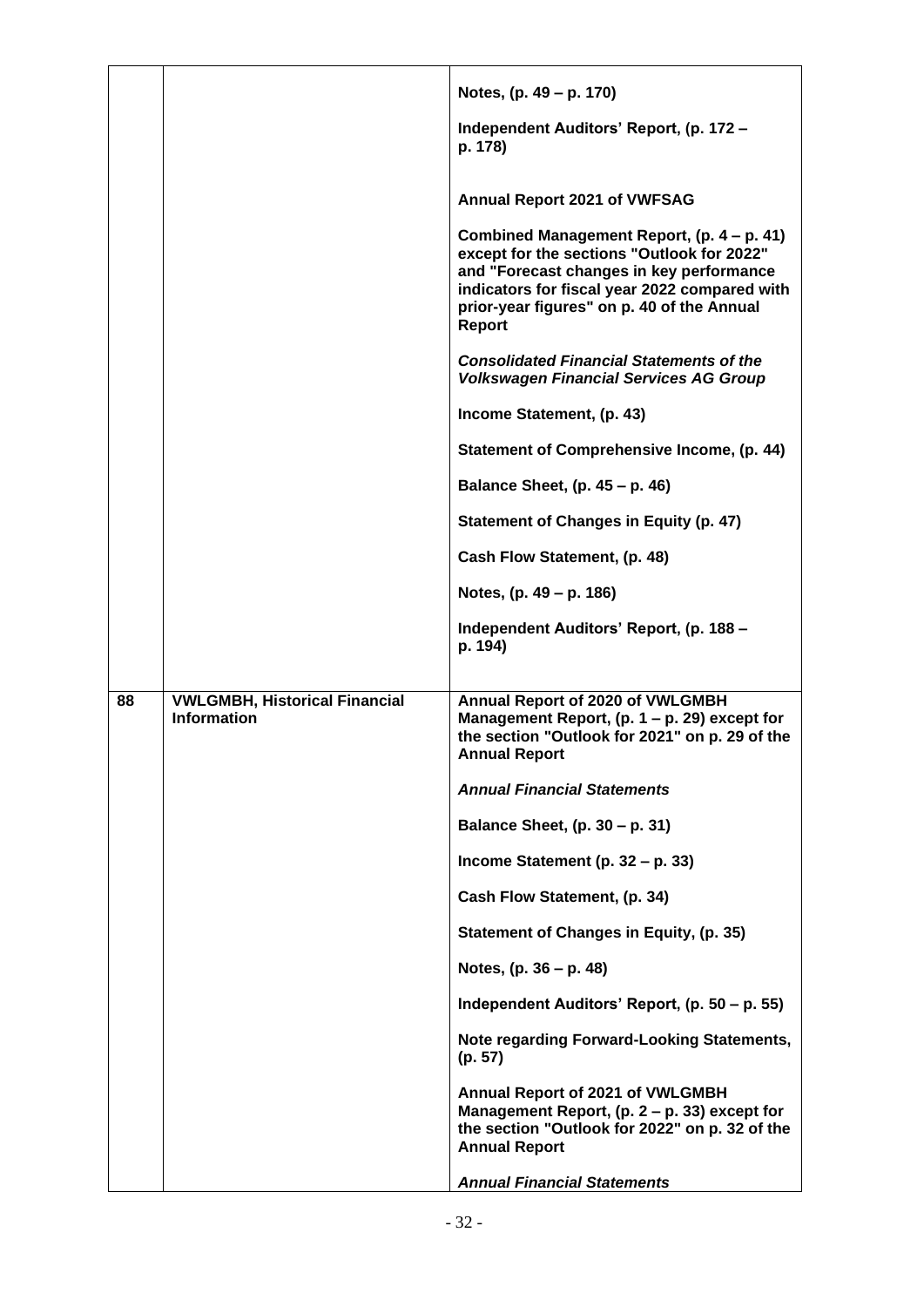| | | |
|---|---|---|
| | | **Notes, (p. 49 – p. 170)**<br><br>**Independent Auditors' Report, (p. 172 – p. 178)**<br><br>**Annual Report 2021 of VWFSAG**<br><br>**Combined Management Report, (p. 4 – p. 41) except for the sections "Outlook for 2022" and "Forecast changes in key performance indicators for fiscal year 2022 compared with prior-year figures" on p. 40 of the Annual Report**<br><br>***Consolidated Financial Statements of the Volkswagen Financial Services AG Group***<br><br>**Income Statement, (p. 43)**<br><br>**Statement of Comprehensive Income, (p. 44)**<br><br>**Balance Sheet, (p. 45 – p. 46)**<br><br>**Statement of Changes in Equity (p. 47)**<br><br>**Cash Flow Statement, (p. 48)**<br><br>**Notes, (p. 49 – p. 186)**<br><br>**Independent Auditors' Report, (p. 188 – p. 194)** |
| **88** | **VWLGMBH, Historical Financial Information** | **Annual Report of 2020 of VWLGMBH Management Report, (p. 1 – p. 29) except for the section "Outlook for 2021" on p. 29 of the Annual Report**<br><br>***Annual Financial Statements***<br><br>**Balance Sheet, (p. 30 – p. 31)**<br><br>**Income Statement (p. 32 – p. 33)**<br><br>**Cash Flow Statement, (p. 34)**<br><br>**Statement of Changes in Equity, (p. 35)**<br><br>**Notes, (p. 36 – p. 48)**<br><br>**Independent Auditors' Report, (p. 50 – p. 55)**<br><br>**Note regarding Forward-Looking Statements, (p. 57)**<br><br>**Annual Report of 2021 of VWLGMBH Management Report, (p. 2 – p. 33) except for the section "Outlook for 2022" on p. 32 of the Annual Report**<br><br>***Annual Financial Statements*** |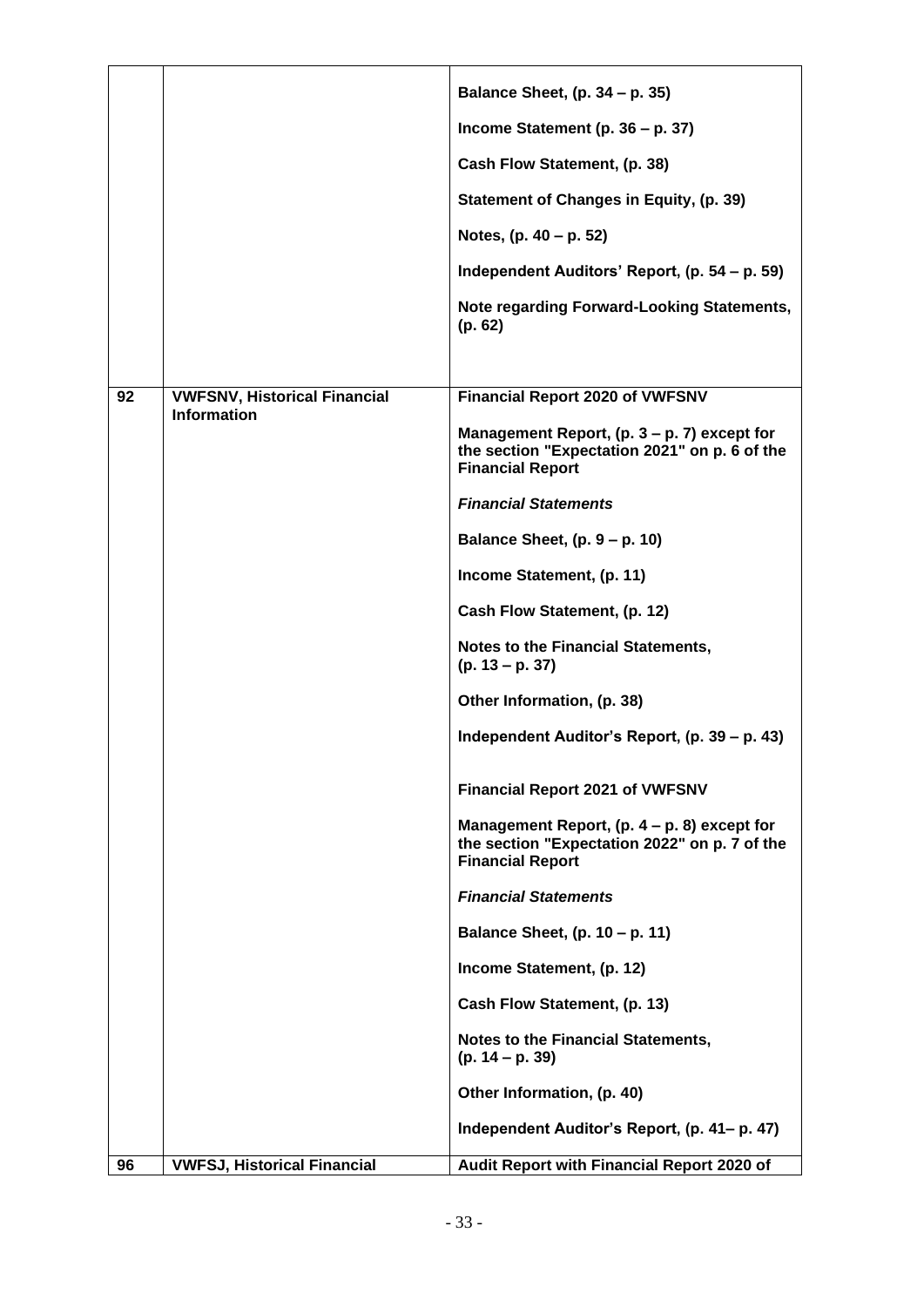| | | |
|---|---|---|
| | | **Balance Sheet, (p. 34 – p. 35)**<br><br>**Income Statement (p. 36 – p. 37)**<br><br>**Cash Flow Statement, (p. 38)**<br><br>**Statement of Changes in Equity, (p. 39)**<br><br>**Notes, (p. 40 – p. 52)**<br><br>**Independent Auditors' Report, (p. 54 – p. 59)**<br><br>**Note regarding Forward-Looking Statements, (p. 62)** |
| **92** | **VWFSNV, Historical Financial Information** | **Financial Report 2020 of VWFSNV**<br><br>**Management Report, (p. 3 – p. 7) except for the section "Expectation 2021" on p. 6 of the Financial Report**<br><br>***Financial Statements***<br><br>**Balance Sheet, (p. 9 – p. 10)**<br><br>**Income Statement, (p. 11)**<br><br>**Cash Flow Statement, (p. 12)**<br><br>**Notes to the Financial Statements, (p. 13 – p. 37)**<br><br>**Other Information, (p. 38)**<br><br>**Independent Auditor's Report, (p. 39 – p. 43)**<br><br>**Financial Report 2021 of VWFSNV**<br><br>**Management Report, (p. 4 – p. 8) except for the section "Expectation 2022" on p. 7 of the Financial Report**<br><br>***Financial Statements***<br><br>**Balance Sheet, (p. 10 – p. 11)**<br><br>**Income Statement, (p. 12)**<br><br>**Cash Flow Statement, (p. 13)**<br><br>**Notes to the Financial Statements, (p. 14 – p. 39)**<br><br>**Other Information, (p. 40)**<br><br>**Independent Auditor's Report, (p. 41– p. 47)** |
| **96** | **VWFSJ, Historical Financial** | **Audit Report with Financial Report 2020 of** |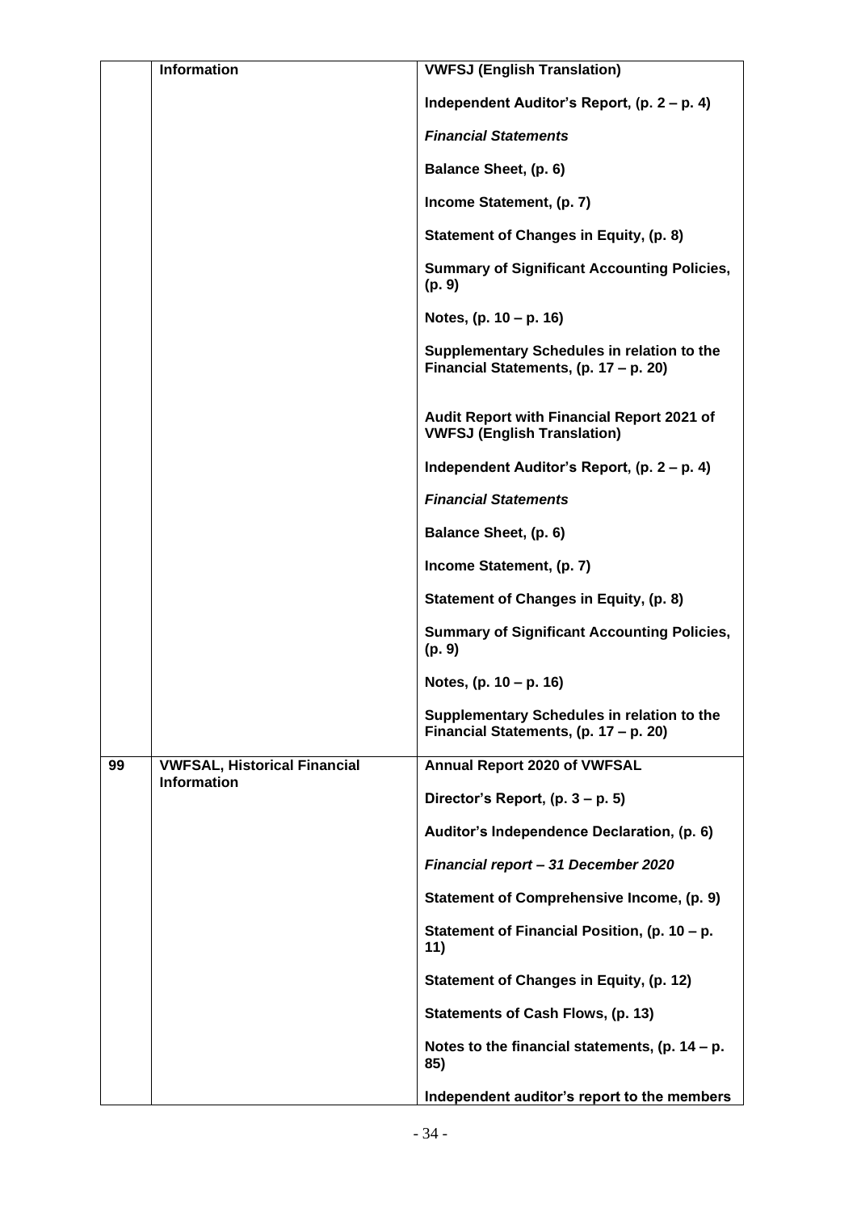|  | Information | **VWFSJ (English Translation)**<br><br>**Independent Auditor's Report, (p. 2 – p. 4)**<br><br>***Financial Statements***<br><br>**Balance Sheet, (p. 6)**<br><br>**Income Statement, (p. 7)**<br><br>**Statement of Changes in Equity, (p. 8)**<br><br>**Summary of Significant Accounting Policies, (p. 9)**<br><br>**Notes, (p. 10 – p. 16)**<br><br>**Supplementary Schedules in relation to the Financial Statements, (p. 17 – p. 20)**<br><br>**Audit Report with Financial Report 2021 of VWFSJ (English Translation)**<br><br>**Independent Auditor's Report, (p. 2 – p. 4)**<br><br>***Financial Statements***<br><br>**Balance Sheet, (p. 6)**<br><br>**Income Statement, (p. 7)**<br><br>**Statement of Changes in Equity, (p. 8)**<br><br>**Summary of Significant Accounting Policies, (p. 9)**<br><br>**Notes, (p. 10 – p. 16)**<br><br>**Supplementary Schedules in relation to the Financial Statements, (p. 17 – p. 20)** |
|---|---|---|
| **99** | **VWFSAL, Historical Financial Information** | **Annual Report 2020 of VWFSAL**<br><br>**Director's Report, (p. 3 – p. 5)**<br><br>**Auditor's Independence Declaration, (p. 6)**<br><br>***Financial report – 31 December 2020***<br><br>**Statement of Comprehensive Income, (p. 9)**<br><br>**Statement of Financial Position, (p. 10 – p. 11)**<br><br>**Statement of Changes in Equity, (p. 12)**<br><br>**Statements of Cash Flows, (p. 13)**<br><br>**Notes to the financial statements, (p. 14 – p. 85)**<br><br>**Independent auditor's report to the members** |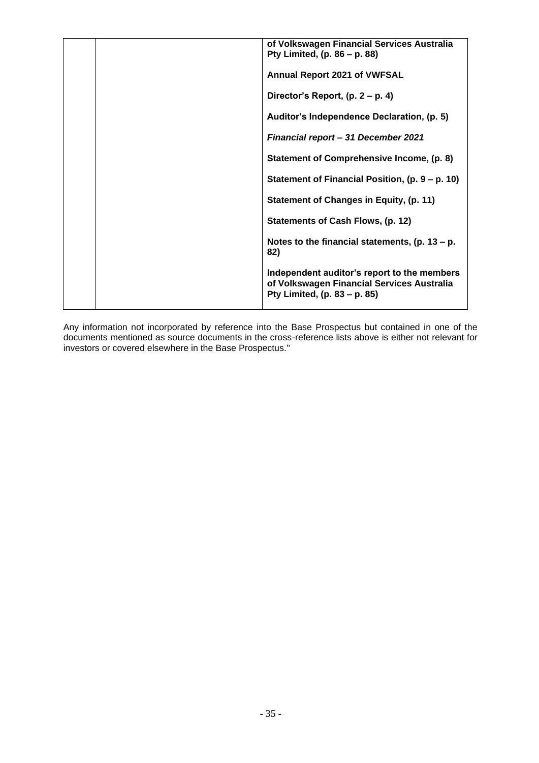| | | **of Volkswagen Financial Services Australia Pty Limited, (p. 86 – p. 88)** |
|---|---|---|
| | | **Annual Report 2021 of VWFSAL** |
| | | **Director's Report, (p. 2 – p. 4)** |
| | | **Auditor's Independence Declaration, (p. 5)** |
| | | ***Financial report – 31 December 2021*** |
| | | **Statement of Comprehensive Income, (p. 8)** |
| | | **Statement of Financial Position, (p. 9 – p. 10)** |
| | | **Statement of Changes in Equity, (p. 11)** |
| | | **Statements of Cash Flows, (p. 12)** |
| | | **Notes to the financial statements, (p. 13 – p. 82)** |
| | | **Independent auditor's report to the members of Volkswagen Financial Services Australia Pty Limited, (p. 83 – p. 85)** |

Any information not incorporated by reference into the Base Prospectus but contained in one of the documents mentioned as source documents in the cross-reference lists above is either not relevant for investors or covered elsewhere in the Base Prospectus."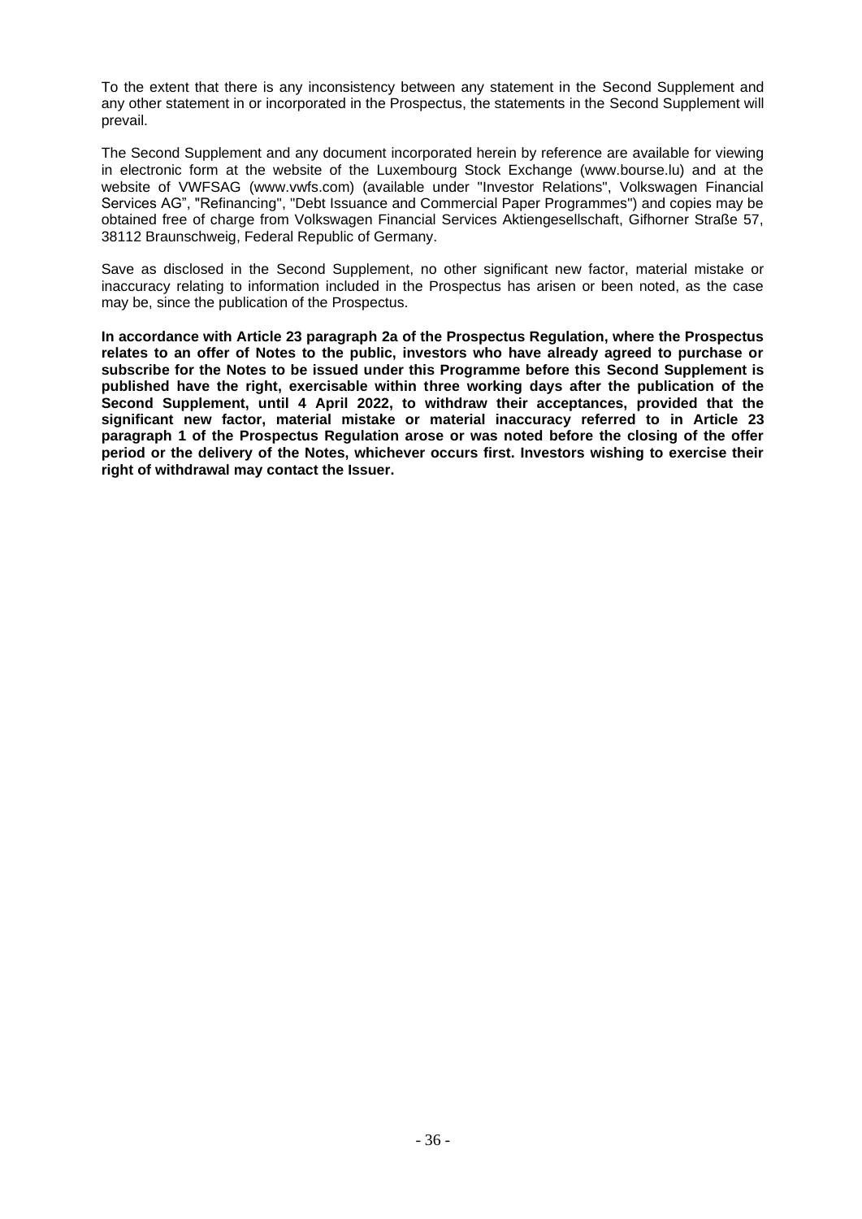To the extent that there is any inconsistency between any statement in the Second Supplement and any other statement in or incorporated in the Prospectus, the statements in the Second Supplement will prevail.

The Second Supplement and any document incorporated herein by reference are available for viewing in electronic form at the website of the Luxembourg Stock Exchange (www.bourse.lu) and at the website of VWFSAG (www.vwfs.com) (available under "Investor Relations", Volkswagen Financial Services AG", "Refinancing", "Debt Issuance and Commercial Paper Programmes") and copies may be obtained free of charge from Volkswagen Financial Services Aktiengesellschaft, Gifhorner Straße 57, 38112 Braunschweig, Federal Republic of Germany.

Save as disclosed in the Second Supplement, no other significant new factor, material mistake or inaccuracy relating to information included in the Prospectus has arisen or been noted, as the case may be, since the publication of the Prospectus.

**In accordance with Article 23 paragraph 2a of the Prospectus Regulation, where the Prospectus relates to an offer of Notes to the public, investors who have already agreed to purchase or subscribe for the Notes to be issued under this Programme before this Second Supplement is published have the right, exercisable within three working days after the publication of the Second Supplement, until 4 April 2022, to withdraw their acceptances, provided that the significant new factor, material mistake or material inaccuracy referred to in Article 23 paragraph 1 of the Prospectus Regulation arose or was noted before the closing of the offer period or the delivery of the Notes, whichever occurs first. Investors wishing to exercise their right of withdrawal may contact the Issuer.**